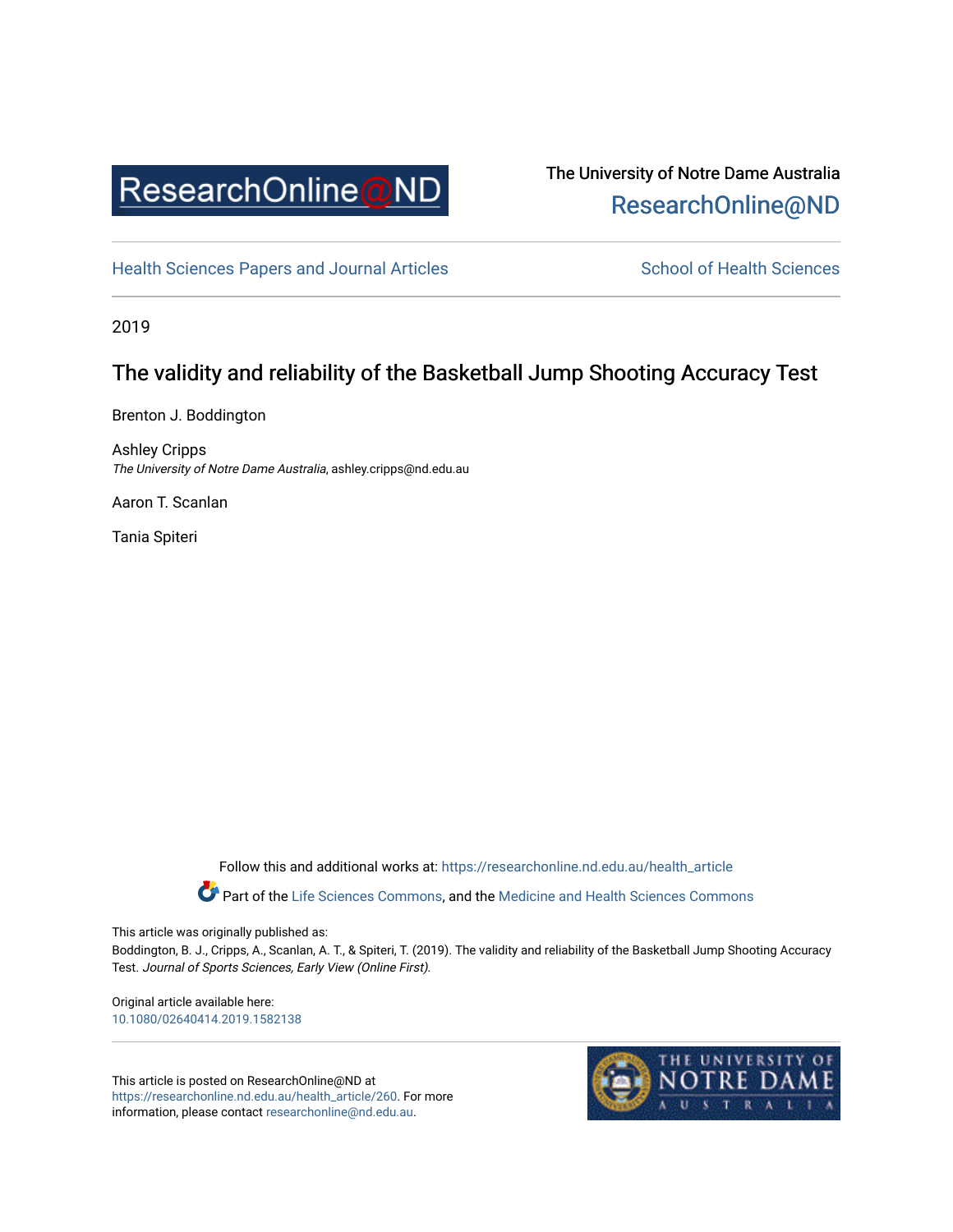ResearchOnline@ND

The University of Notre Dame Australia
ResearchOnline@ND

Health Sciences Papers and Journal Articles

School of Health Sciences

2019

# The validity and reliability of the Basketball Jump Shooting Accuracy Test

Brenton J. Boddington

Ashley Cripps
*The University of Notre Dame Australia*, ashley.cripps@nd.edu.au

Aaron T. Scanlan

Tania Spiteri

Follow this and additional works at: https://researchonline.nd.edu.au/health_article

Part of the Life Sciences Commons, and the Medicine and Health Sciences Commons

This article was originally published as:
Boddington, B. J., Cripps, A., Scanlan, A. T., & Spiteri, T. (2019). The validity and reliability of the Basketball Jump Shooting Accuracy Test. *Journal of Sports Sciences, Early View (Online First).*

Original article available here:
10.1080/02640414.2019.1582138

This article is posted on ResearchOnline@ND at https://researchonline.nd.edu.au/health_article/260. For more information, please contact researchonline@nd.edu.au.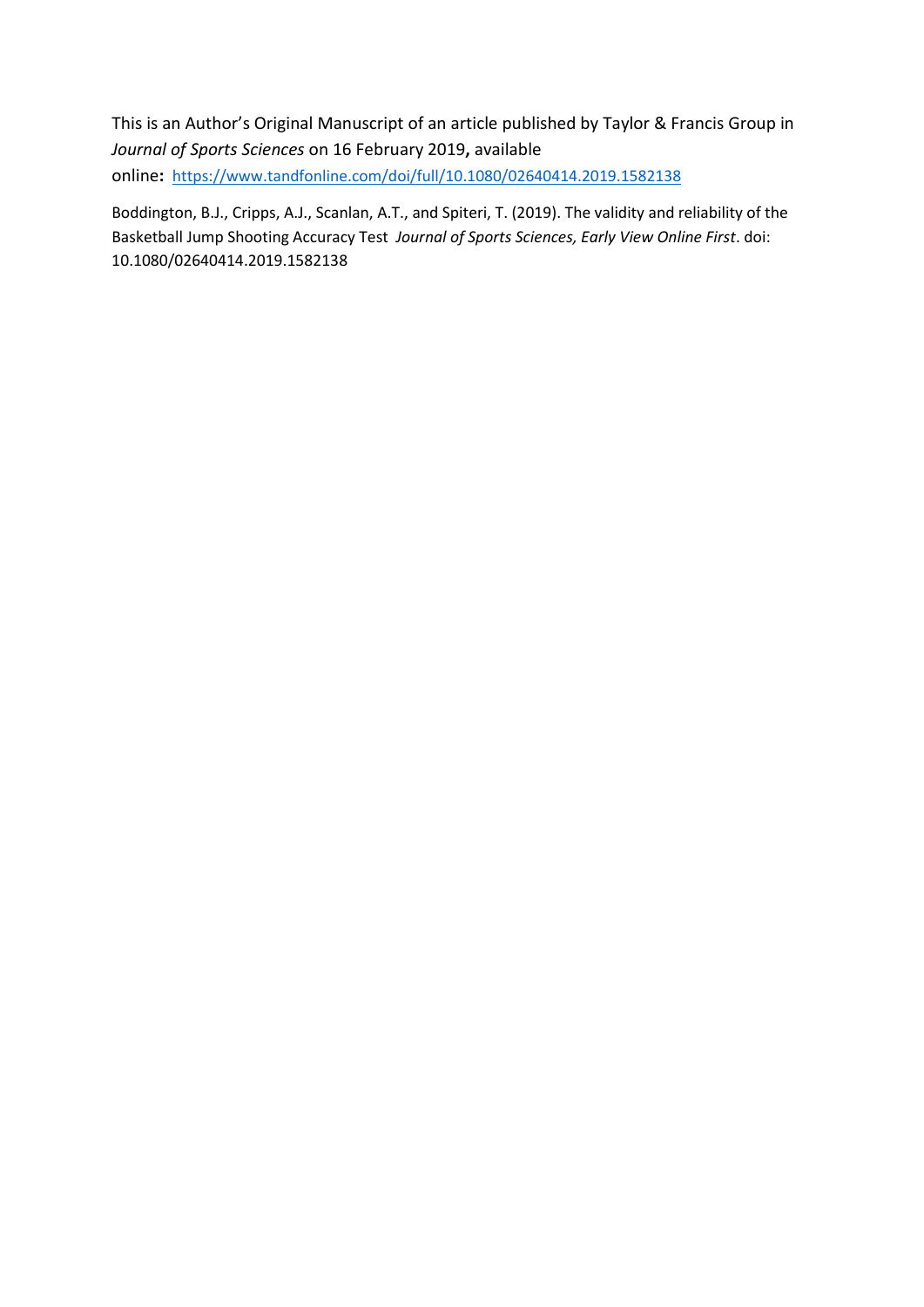This is an Author's Original Manuscript of an article published by Taylor & Francis Group in *Journal of Sports Sciences* on 16 February 2019**,** available online**:** https://www.tandfonline.com/doi/full/10.1080/02640414.2019.1582138

Boddington, B.J., Cripps, A.J., Scanlan, A.T., and Spiteri, T. (2019). The validity and reliability of the Basketball Jump Shooting Accuracy Test *Journal of Sports Sciences, Early View Online First*. doi: 10.1080/02640414.2019.1582138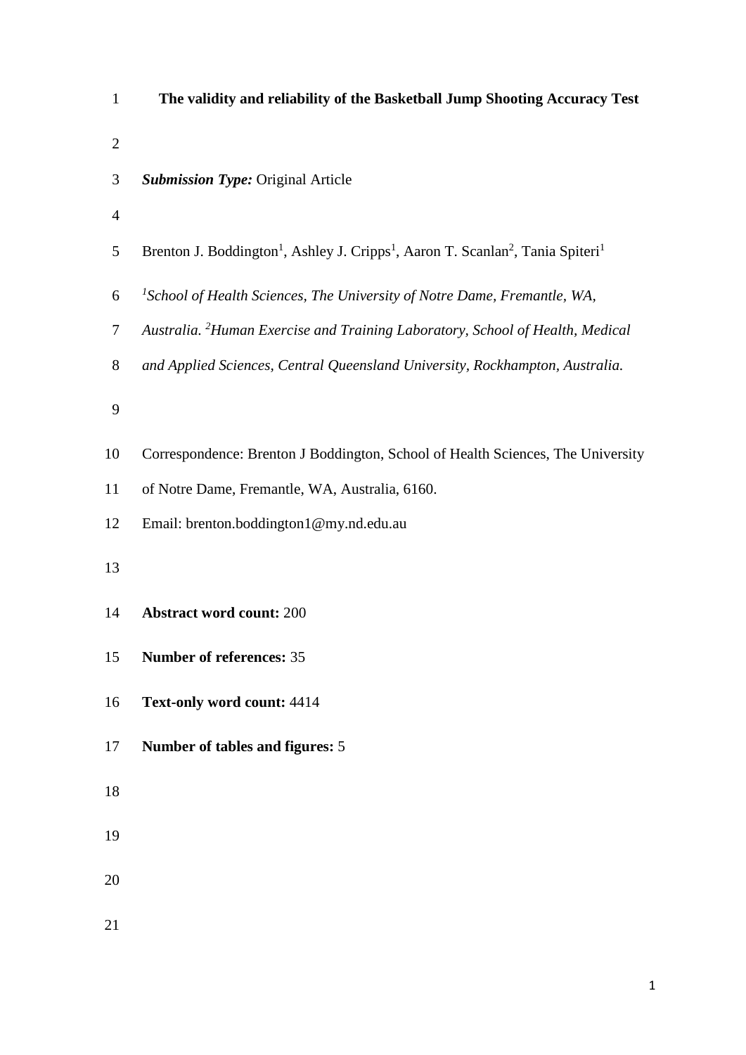# The validity and reliability of the Basketball Jump Shooting Accuracy Test

***Submission Type:*** Original Article

Brenton J. Boddington[1], Ashley J. Cripps[1], Aaron T. Scanlan[2], Tania Spiteri[1]

*[1]School of Health Sciences, The University of Notre Dame, Fremantle, WA, Australia. [2]Human Exercise and Training Laboratory, School of Health, Medical and Applied Sciences, Central Queensland University, Rockhampton, Australia.*

Correspondence: Brenton J Boddington, School of Health Sciences, The University of Notre Dame, Fremantle, WA, Australia, 6160.

Email: brenton.boddington1@my.nd.edu.au

**Abstract word count:** 200

**Number of references:** 35

**Text-only word count:** 4414

**Number of tables and figures:** 5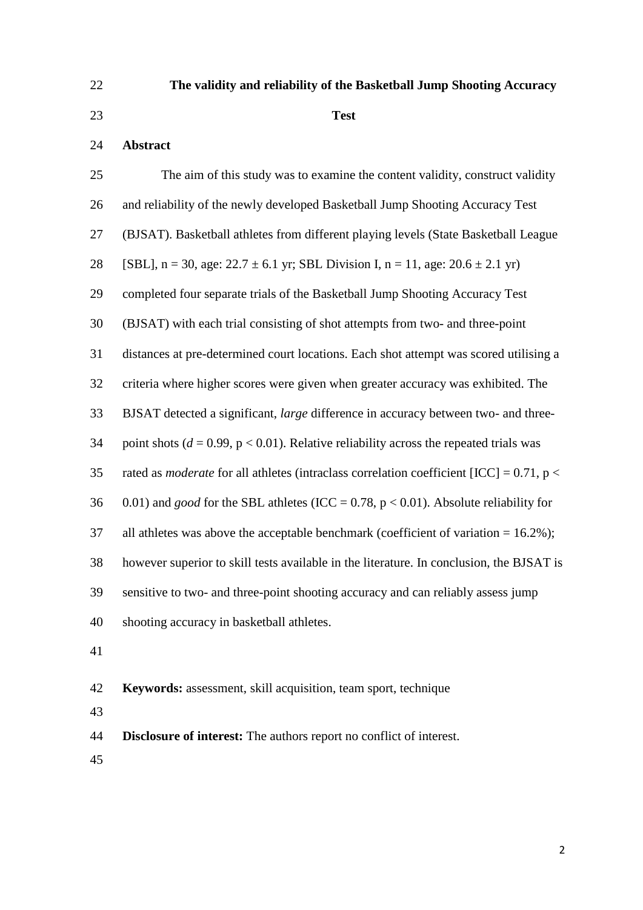# The validity and reliability of the Basketball Jump Shooting Accuracy Test

## Abstract

The aim of this study was to examine the content validity, construct validity and reliability of the newly developed Basketball Jump Shooting Accuracy Test (BJSAT). Basketball athletes from different playing levels (State Basketball League [SBL], n = 30, age: 22.7 ± 6.1 yr; SBL Division I, n = 11, age: 20.6 ± 2.1 yr) completed four separate trials of the Basketball Jump Shooting Accuracy Test (BJSAT) with each trial consisting of shot attempts from two- and three-point distances at pre-determined court locations. Each shot attempt was scored utilising a criteria where higher scores were given when greater accuracy was exhibited. The BJSAT detected a significant, *large* difference in accuracy between two- and three-point shots ($d = 0.99$, $p < 0.01$). Relative reliability across the repeated trials was rated as *moderate* for all athletes (intraclass correlation coefficient [ICC] = 0.71, $p < 0.01$) and *good* for the SBL athletes (ICC = 0.78, $p < 0.01$). Absolute reliability for all athletes was above the acceptable benchmark (coefficient of variation = 16.2%); however superior to skill tests available in the literature. In conclusion, the BJSAT is sensitive to two- and three-point shooting accuracy and can reliably assess jump shooting accuracy in basketball athletes.

**Keywords:** assessment, skill acquisition, team sport, technique

**Disclosure of interest:** The authors report no conflict of interest.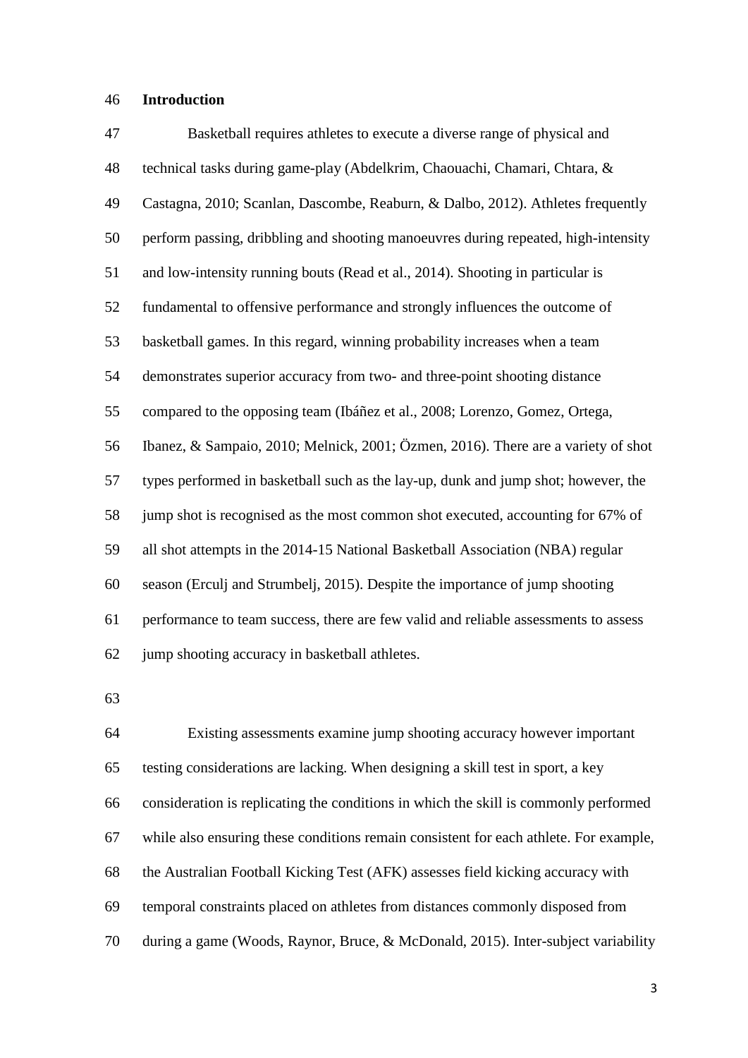## Introduction

Basketball requires athletes to execute a diverse range of physical and technical tasks during game-play (Abdelkrim, Chaouachi, Chamari, Chtara, & Castagna, 2010; Scanlan, Dascombe, Reaburn, & Dalbo, 2012). Athletes frequently perform passing, dribbling and shooting manoeuvres during repeated, high-intensity and low-intensity running bouts (Read et al., 2014). Shooting in particular is fundamental to offensive performance and strongly influences the outcome of basketball games. In this regard, winning probability increases when a team demonstrates superior accuracy from two- and three-point shooting distance compared to the opposing team (Ibáñez et al., 2008; Lorenzo, Gomez, Ortega, Ibanez, & Sampaio, 2010; Melnick, 2001; Özmen, 2016). There are a variety of shot types performed in basketball such as the lay-up, dunk and jump shot; however, the jump shot is recognised as the most common shot executed, accounting for 67% of all shot attempts in the 2014-15 National Basketball Association (NBA) regular season (Erculj and Strumbelj, 2015). Despite the importance of jump shooting performance to team success, there are few valid and reliable assessments to assess jump shooting accuracy in basketball athletes.

Existing assessments examine jump shooting accuracy however important testing considerations are lacking. When designing a skill test in sport, a key consideration is replicating the conditions in which the skill is commonly performed while also ensuring these conditions remain consistent for each athlete. For example, the Australian Football Kicking Test (AFK) assesses field kicking accuracy with temporal constraints placed on athletes from distances commonly disposed from during a game (Woods, Raynor, Bruce, & McDonald, 2015). Inter-subject variability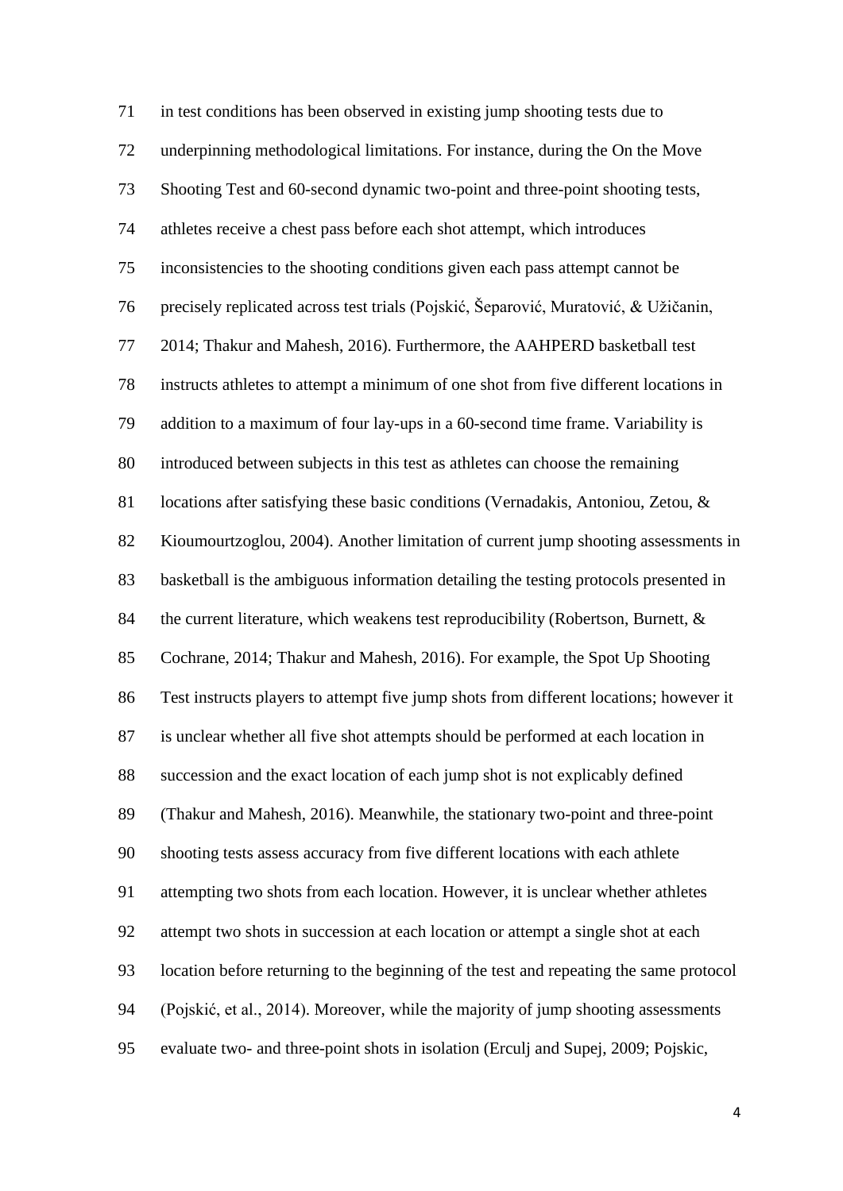in test conditions has been observed in existing jump shooting tests due to underpinning methodological limitations. For instance, during the On the Move Shooting Test and 60-second dynamic two-point and three-point shooting tests, athletes receive a chest pass before each shot attempt, which introduces inconsistencies to the shooting conditions given each pass attempt cannot be precisely replicated across test trials (Pojskić, Šeparović, Muratović, & Užičanin, 2014; Thakur and Mahesh, 2016). Furthermore, the AAHPERD basketball test instructs athletes to attempt a minimum of one shot from five different locations in addition to a maximum of four lay-ups in a 60-second time frame. Variability is introduced between subjects in this test as athletes can choose the remaining locations after satisfying these basic conditions (Vernadakis, Antoniou, Zetou, & Kioumourtzoglou, 2004). Another limitation of current jump shooting assessments in basketball is the ambiguous information detailing the testing protocols presented in the current literature, which weakens test reproducibility (Robertson, Burnett, & Cochrane, 2014; Thakur and Mahesh, 2016). For example, the Spot Up Shooting Test instructs players to attempt five jump shots from different locations; however it is unclear whether all five shot attempts should be performed at each location in succession and the exact location of each jump shot is not explicably defined (Thakur and Mahesh, 2016). Meanwhile, the stationary two-point and three-point shooting tests assess accuracy from five different locations with each athlete attempting two shots from each location. However, it is unclear whether athletes attempt two shots in succession at each location or attempt a single shot at each location before returning to the beginning of the test and repeating the same protocol (Pojskić, et al., 2014). Moreover, while the majority of jump shooting assessments evaluate two- and three-point shots in isolation (Erculj and Supej, 2009; Pojskic,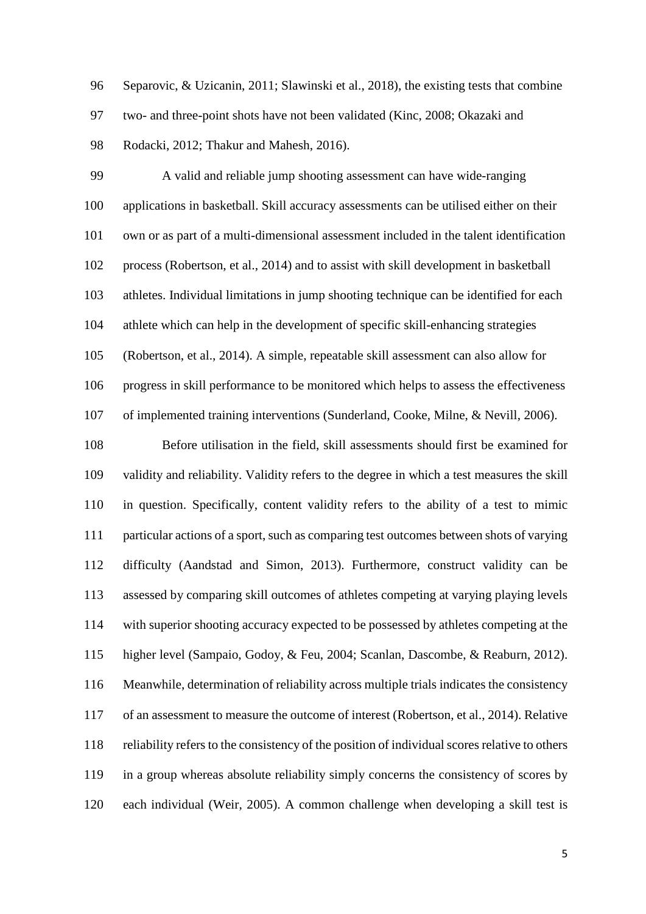Separovic, & Uzicanin, 2011; Slawinski et al., 2018), the existing tests that combine two- and three-point shots have not been validated (Kinc, 2008; Okazaki and Rodacki, 2012; Thakur and Mahesh, 2016).

A valid and reliable jump shooting assessment can have wide-ranging applications in basketball. Skill accuracy assessments can be utilised either on their own or as part of a multi-dimensional assessment included in the talent identification process (Robertson, et al., 2014) and to assist with skill development in basketball athletes. Individual limitations in jump shooting technique can be identified for each athlete which can help in the development of specific skill-enhancing strategies (Robertson, et al., 2014). A simple, repeatable skill assessment can also allow for progress in skill performance to be monitored which helps to assess the effectiveness of implemented training interventions (Sunderland, Cooke, Milne, & Nevill, 2006).

Before utilisation in the field, skill assessments should first be examined for validity and reliability. Validity refers to the degree in which a test measures the skill in question. Specifically, content validity refers to the ability of a test to mimic particular actions of a sport, such as comparing test outcomes between shots of varying difficulty (Aandstad and Simon, 2013). Furthermore, construct validity can be assessed by comparing skill outcomes of athletes competing at varying playing levels with superior shooting accuracy expected to be possessed by athletes competing at the higher level (Sampaio, Godoy, & Feu, 2004; Scanlan, Dascombe, & Reaburn, 2012). Meanwhile, determination of reliability across multiple trials indicates the consistency of an assessment to measure the outcome of interest (Robertson, et al., 2014). Relative reliability refers to the consistency of the position of individual scores relative to others in a group whereas absolute reliability simply concerns the consistency of scores by each individual (Weir, 2005). A common challenge when developing a skill test is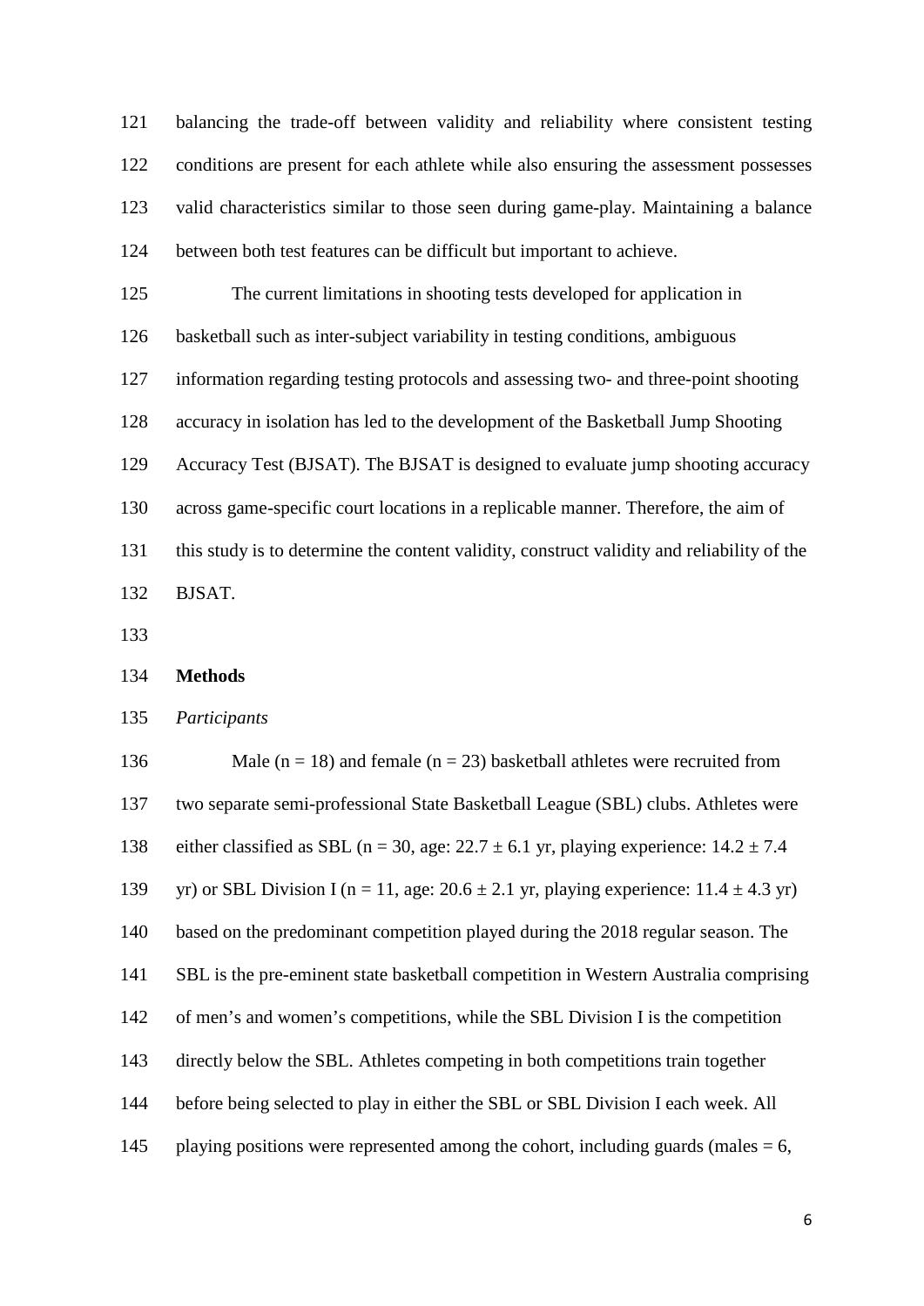balancing the trade-off between validity and reliability where consistent testing conditions are present for each athlete while also ensuring the assessment possesses valid characteristics similar to those seen during game-play. Maintaining a balance between both test features can be difficult but important to achieve.

The current limitations in shooting tests developed for application in basketball such as inter-subject variability in testing conditions, ambiguous information regarding testing protocols and assessing two- and three-point shooting accuracy in isolation has led to the development of the Basketball Jump Shooting Accuracy Test (BJSAT). The BJSAT is designed to evaluate jump shooting accuracy across game-specific court locations in a replicable manner. Therefore, the aim of this study is to determine the content validity, construct validity and reliability of the BJSAT.

## Methods

### *Participants*

Male ($n = 18$) and female ($n = 23$) basketball athletes were recruited from two separate semi-professional State Basketball League (SBL) clubs. Athletes were either classified as SBL ($n = 30$, age: $22.7 \pm 6.1$ yr, playing experience: $14.2 \pm 7.4$ yr) or SBL Division I ($n = 11$, age: $20.6 \pm 2.1$ yr, playing experience: $11.4 \pm 4.3$ yr) based on the predominant competition played during the 2018 regular season. The SBL is the pre-eminent state basketball competition in Western Australia comprising of men's and women's competitions, while the SBL Division I is the competition directly below the SBL. Athletes competing in both competitions train together before being selected to play in either the SBL or SBL Division I each week. All playing positions were represented among the cohort, including guards (males = 6,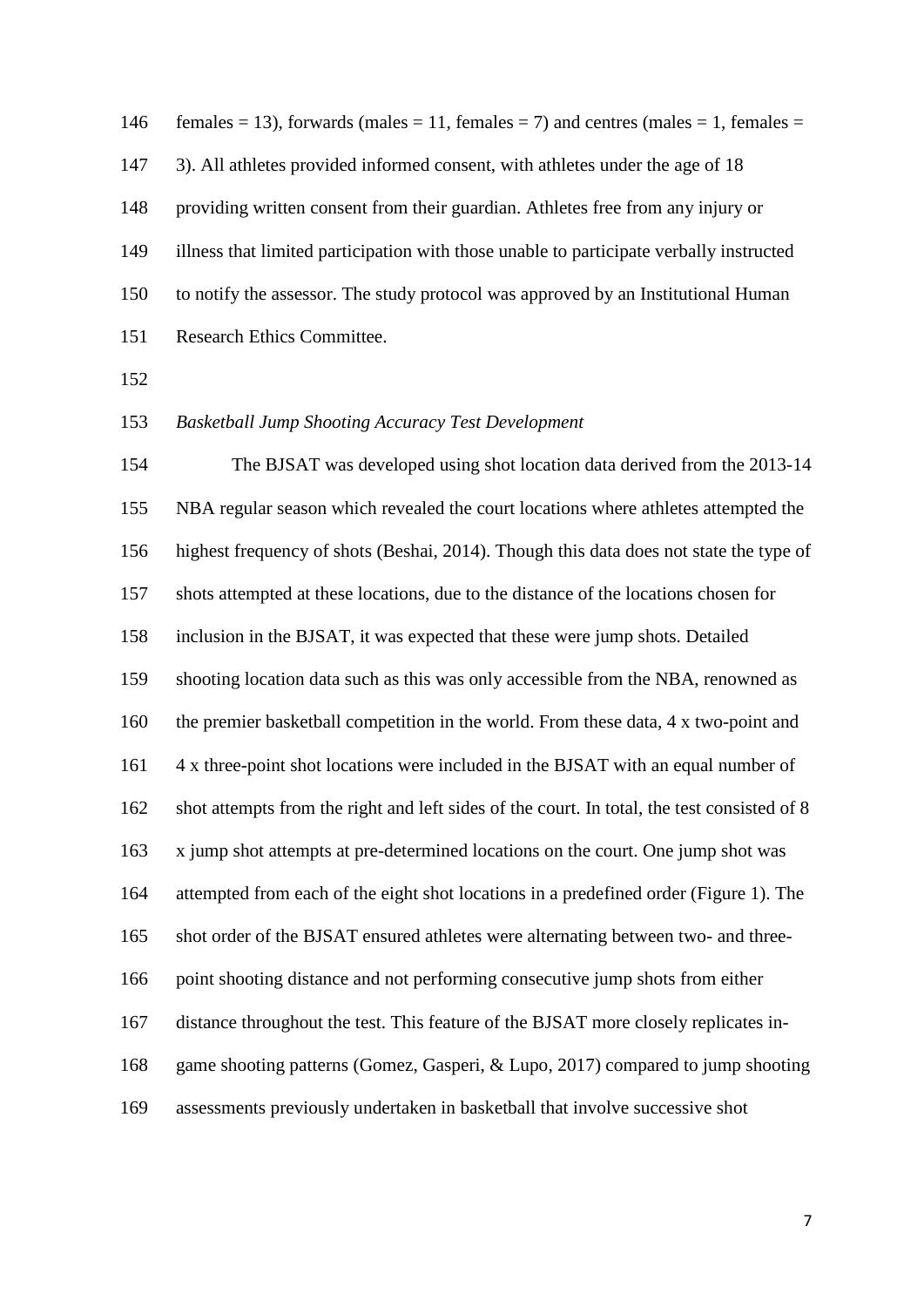females = 13), forwards (males = 11, females = 7) and centres (males = 1, females = 3). All athletes provided informed consent, with athletes under the age of 18 providing written consent from their guardian. Athletes free from any injury or illness that limited participation with those unable to participate verbally instructed to notify the assessor. The study protocol was approved by an Institutional Human Research Ethics Committee.

*Basketball Jump Shooting Accuracy Test Development*

The BJSAT was developed using shot location data derived from the 2013-14 NBA regular season which revealed the court locations where athletes attempted the highest frequency of shots (Beshai, 2014). Though this data does not state the type of shots attempted at these locations, due to the distance of the locations chosen for inclusion in the BJSAT, it was expected that these were jump shots. Detailed shooting location data such as this was only accessible from the NBA, renowned as the premier basketball competition in the world. From these data, 4 x two-point and 4 x three-point shot locations were included in the BJSAT with an equal number of shot attempts from the right and left sides of the court. In total, the test consisted of 8 x jump shot attempts at pre-determined locations on the court. One jump shot was attempted from each of the eight shot locations in a predefined order (Figure 1). The shot order of the BJSAT ensured athletes were alternating between two- and three-point shooting distance and not performing consecutive jump shots from either distance throughout the test. This feature of the BJSAT more closely replicates in-game shooting patterns (Gomez, Gasperi, & Lupo, 2017) compared to jump shooting assessments previously undertaken in basketball that involve successive shot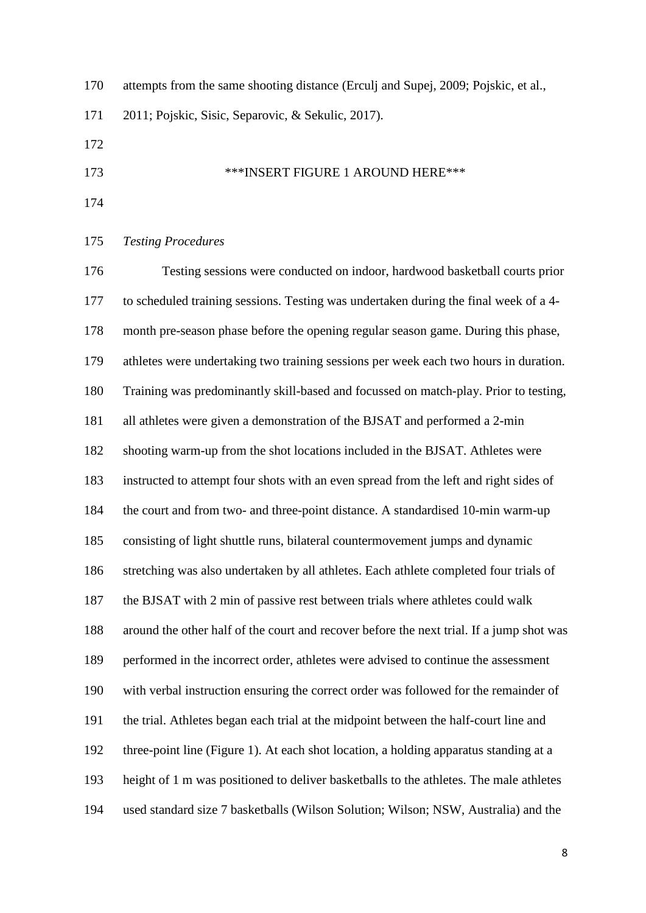attempts from the same shooting distance (Erculj and Supej, 2009; Pojskic, et al., 2011; Pojskic, Sisic, Separovic, & Sekulic, 2017).

***INSERT FIGURE 1 AROUND HERE***

*Testing Procedures*

Testing sessions were conducted on indoor, hardwood basketball courts prior to scheduled training sessions. Testing was undertaken during the final week of a 4-month pre-season phase before the opening regular season game. During this phase, athletes were undertaking two training sessions per week each two hours in duration. Training was predominantly skill-based and focussed on match-play. Prior to testing, all athletes were given a demonstration of the BJSAT and performed a 2-min shooting warm-up from the shot locations included in the BJSAT. Athletes were instructed to attempt four shots with an even spread from the left and right sides of the court and from two- and three-point distance. A standardised 10-min warm-up consisting of light shuttle runs, bilateral countermovement jumps and dynamic stretching was also undertaken by all athletes. Each athlete completed four trials of the BJSAT with 2 min of passive rest between trials where athletes could walk around the other half of the court and recover before the next trial. If a jump shot was performed in the incorrect order, athletes were advised to continue the assessment with verbal instruction ensuring the correct order was followed for the remainder of the trial. Athletes began each trial at the midpoint between the half-court line and three-point line (Figure 1). At each shot location, a holding apparatus standing at a height of 1 m was positioned to deliver basketballs to the athletes. The male athletes used standard size 7 basketballs (Wilson Solution; Wilson; NSW, Australia) and the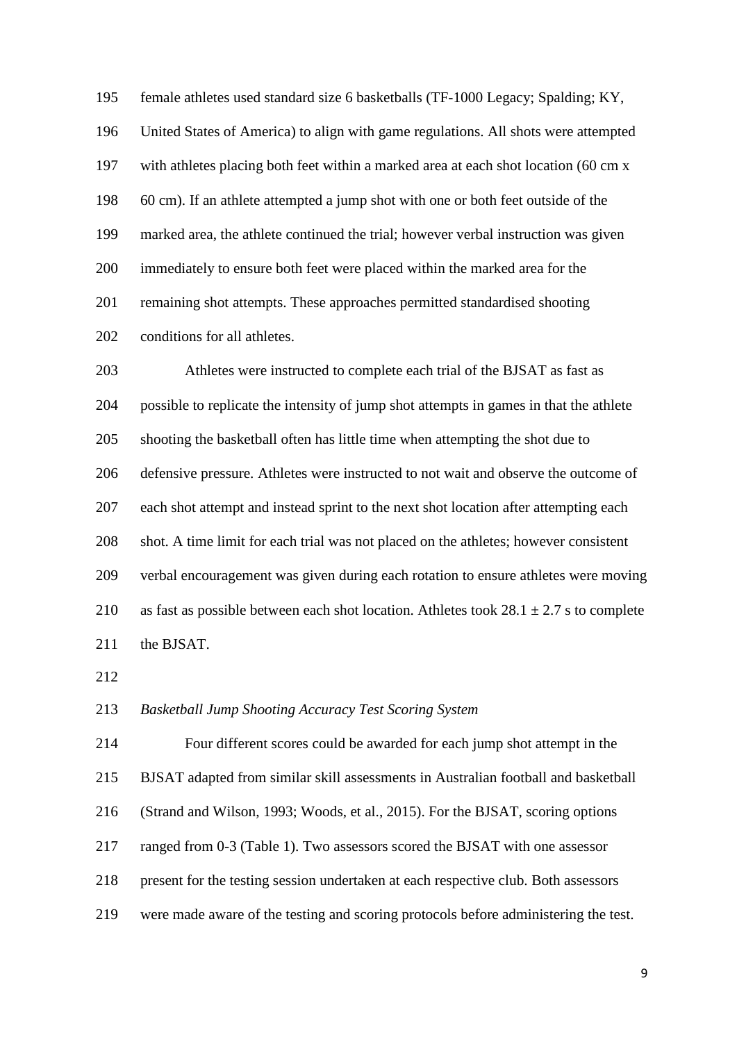female athletes used standard size 6 basketballs (TF-1000 Legacy; Spalding; KY, United States of America) to align with game regulations. All shots were attempted with athletes placing both feet within a marked area at each shot location (60 cm x 60 cm). If an athlete attempted a jump shot with one or both feet outside of the marked area, the athlete continued the trial; however verbal instruction was given immediately to ensure both feet were placed within the marked area for the remaining shot attempts. These approaches permitted standardised shooting conditions for all athletes.

Athletes were instructed to complete each trial of the BJSAT as fast as possible to replicate the intensity of jump shot attempts in games in that the athlete shooting the basketball often has little time when attempting the shot due to defensive pressure. Athletes were instructed to not wait and observe the outcome of each shot attempt and instead sprint to the next shot location after attempting each shot. A time limit for each trial was not placed on the athletes; however consistent verbal encouragement was given during each rotation to ensure athletes were moving as fast as possible between each shot location. Athletes took $28.1 \pm 2.7$ s to complete the BJSAT.

*Basketball Jump Shooting Accuracy Test Scoring System*

Four different scores could be awarded for each jump shot attempt in the BJSAT adapted from similar skill assessments in Australian football and basketball (Strand and Wilson, 1993; Woods, et al., 2015). For the BJSAT, scoring options ranged from 0-3 (Table 1). Two assessors scored the BJSAT with one assessor present for the testing session undertaken at each respective club. Both assessors were made aware of the testing and scoring protocols before administering the test.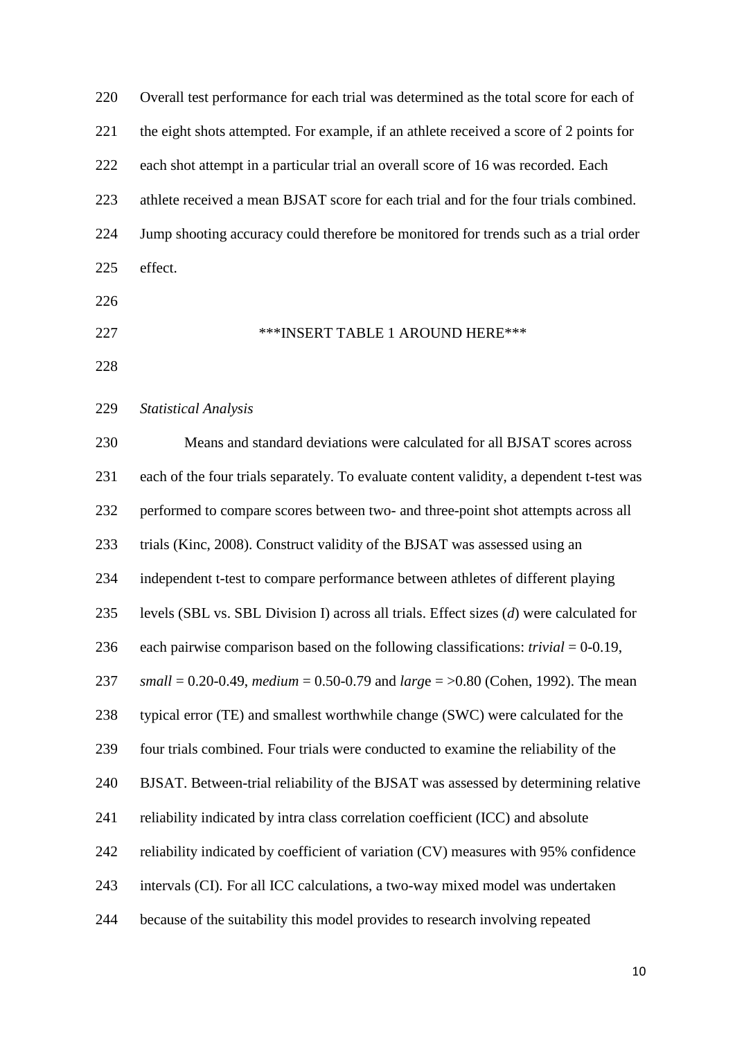Overall test performance for each trial was determined as the total score for each of the eight shots attempted. For example, if an athlete received a score of 2 points for each shot attempt in a particular trial an overall score of 16 was recorded. Each athlete received a mean BJSAT score for each trial and for the four trials combined. Jump shooting accuracy could therefore be monitored for trends such as a trial order effect.

***INSERT TABLE 1 AROUND HERE***

*Statistical Analysis*

Means and standard deviations were calculated for all BJSAT scores across each of the four trials separately. To evaluate content validity, a dependent t-test was performed to compare scores between two- and three-point shot attempts across all trials (Kinc, 2008). Construct validity of the BJSAT was assessed using an independent t-test to compare performance between athletes of different playing levels (SBL vs. SBL Division I) across all trials. Effect sizes (*d*) were calculated for each pairwise comparison based on the following classifications: *trivial* = 0-0.19, *small* = 0.20-0.49, *medium* = 0.50-0.79 and *large* = >0.80 (Cohen, 1992). The mean typical error (TE) and smallest worthwhile change (SWC) were calculated for the four trials combined. Four trials were conducted to examine the reliability of the BJSAT. Between-trial reliability of the BJSAT was assessed by determining relative reliability indicated by intra class correlation coefficient (ICC) and absolute reliability indicated by coefficient of variation (CV) measures with 95% confidence intervals (CI). For all ICC calculations, a two-way mixed model was undertaken because of the suitability this model provides to research involving repeated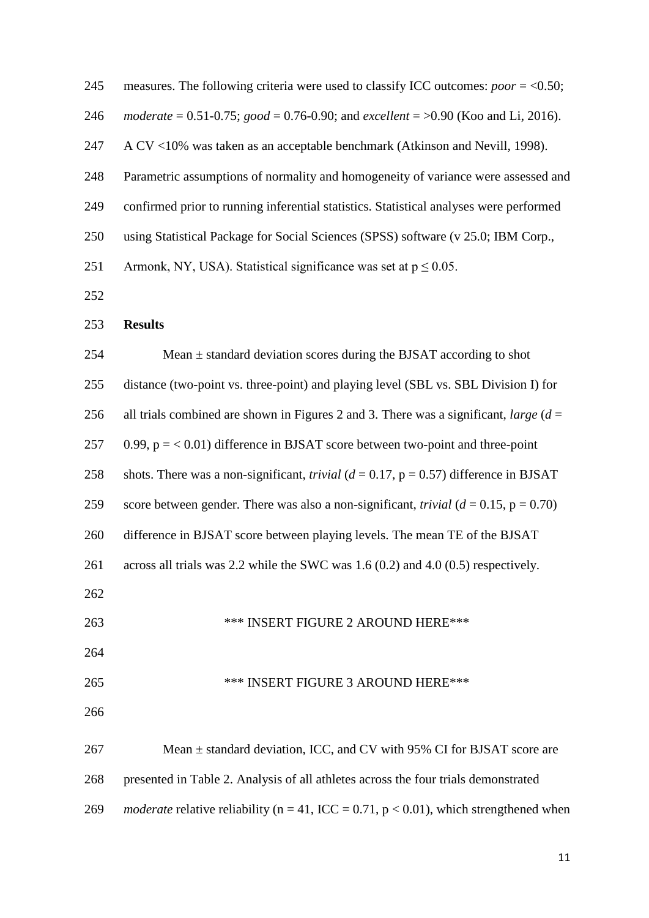measures. The following criteria were used to classify ICC outcomes: *poor* = <0.50; *moderate* = 0.51-0.75; *good* = 0.76-0.90; and *excellent* = >0.90 (Koo and Li, 2016). A CV <10% was taken as an acceptable benchmark (Atkinson and Nevill, 1998). Parametric assumptions of normality and homogeneity of variance were assessed and confirmed prior to running inferential statistics. Statistical analyses were performed using Statistical Package for Social Sciences (SPSS) software (v 25.0; IBM Corp., Armonk, NY, USA). Statistical significance was set at $p \leq 0.05$.

## Results

Mean ± standard deviation scores during the BJSAT according to shot distance (two-point vs. three-point) and playing level (SBL vs. SBL Division I) for all trials combined are shown in Figures 2 and 3. There was a significant, *large* ($d$ = 0.99, $p = < 0.01$) difference in BJSAT score between two-point and three-point shots. There was a non-significant, *trivial* ($d$ = 0.17, $p = 0.57$) difference in BJSAT score between gender. There was also a non-significant, *trivial* ($d$ = 0.15, $p = 0.70$) difference in BJSAT score between playing levels. The mean TE of the BJSAT across all trials was 2.2 while the SWC was 1.6 (0.2) and 4.0 (0.5) respectively.

*** INSERT FIGURE 2 AROUND HERE***

*** INSERT FIGURE 3 AROUND HERE***

Mean ± standard deviation, ICC, and CV with 95% CI for BJSAT score are presented in Table 2. Analysis of all athletes across the four trials demonstrated *moderate* relative reliability ($n = 41$, ICC = 0.71, $p < 0.01$), which strengthened when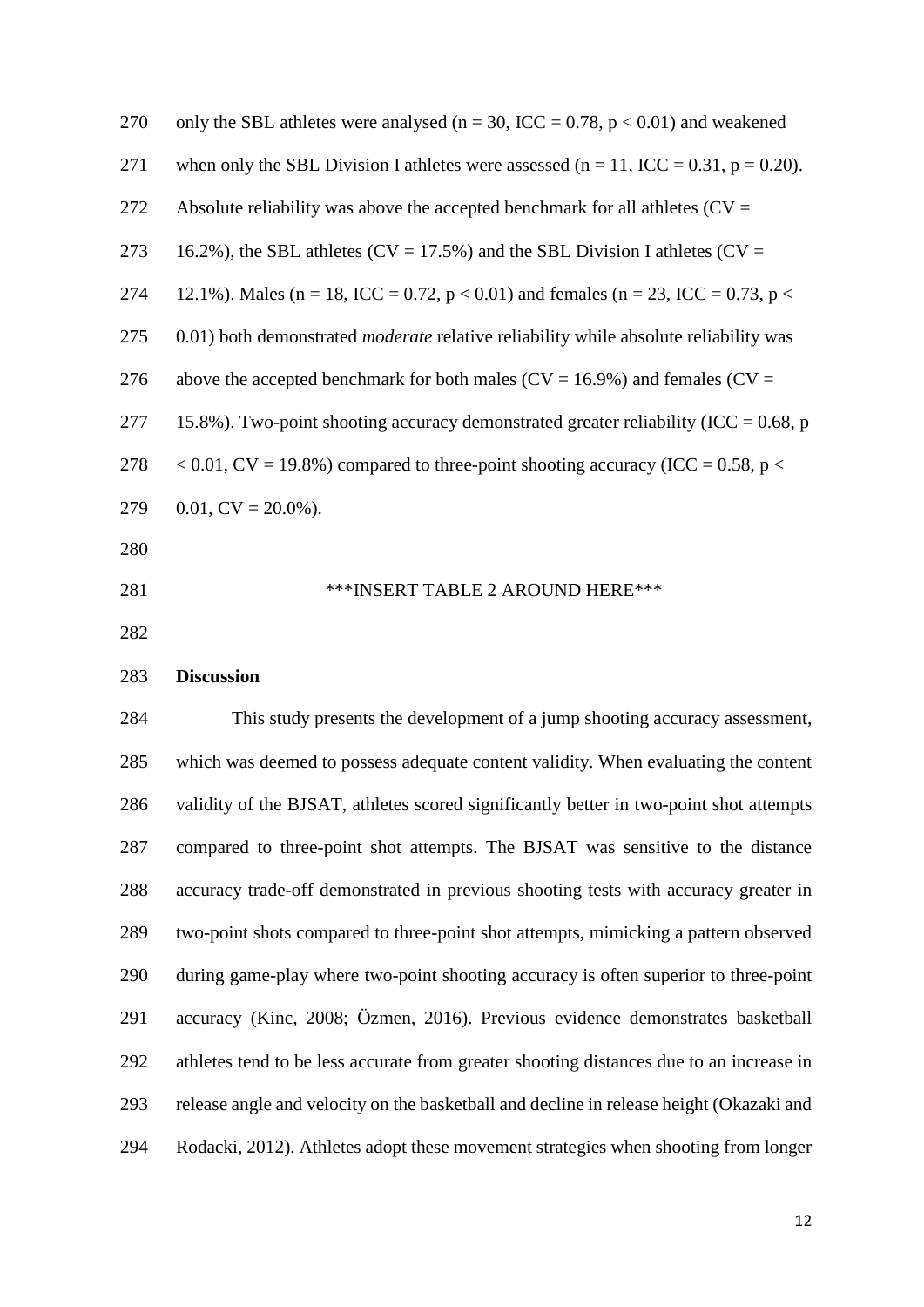only the SBL athletes were analysed ($n = 30$, ICC = 0.78, $p < 0.01$) and weakened when only the SBL Division I athletes were assessed ($n = 11$, ICC = 0.31, $p = 0.20$). Absolute reliability was above the accepted benchmark for all athletes (CV = 16.2%), the SBL athletes (CV = 17.5%) and the SBL Division I athletes (CV = 12.1%). Males ($n = 18$, ICC = 0.72, $p < 0.01$) and females ($n = 23$, ICC = 0.73, $p < 0.01$) both demonstrated *moderate* relative reliability while absolute reliability was above the accepted benchmark for both males (CV = 16.9%) and females (CV = 15.8%). Two-point shooting accuracy demonstrated greater reliability (ICC = 0.68, $p < 0.01$, CV = 19.8%) compared to three-point shooting accuracy (ICC = 0.58, $p < 0.01$, CV = 20.0%).

***INSERT TABLE 2 AROUND HERE***

## Discussion

This study presents the development of a jump shooting accuracy assessment, which was deemed to possess adequate content validity. When evaluating the content validity of the BJSAT, athletes scored significantly better in two-point shot attempts compared to three-point shot attempts. The BJSAT was sensitive to the distance accuracy trade-off demonstrated in previous shooting tests with accuracy greater in two-point shots compared to three-point shot attempts, mimicking a pattern observed during game-play where two-point shooting accuracy is often superior to three-point accuracy (Kinc, 2008; Özmen, 2016). Previous evidence demonstrates basketball athletes tend to be less accurate from greater shooting distances due to an increase in release angle and velocity on the basketball and decline in release height (Okazaki and Rodacki, 2012). Athletes adopt these movement strategies when shooting from longer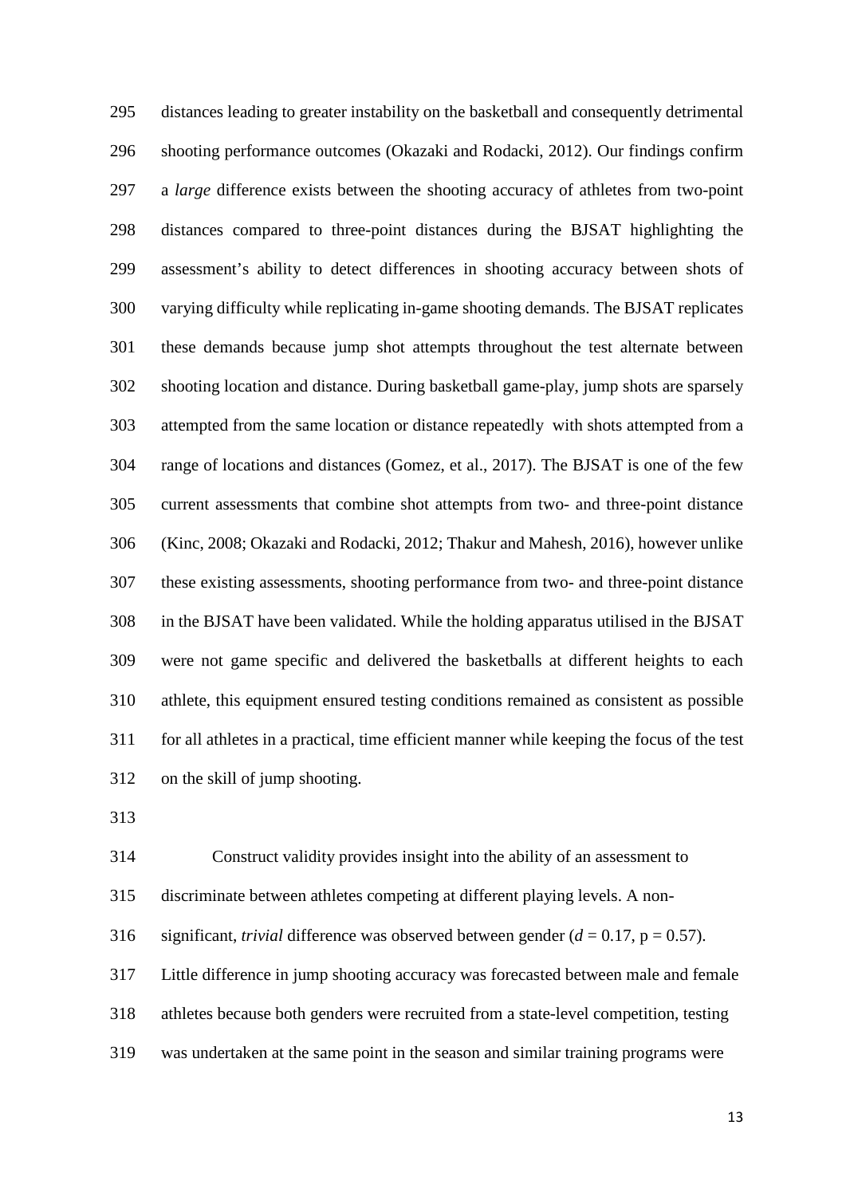distances leading to greater instability on the basketball and consequently detrimental shooting performance outcomes (Okazaki and Rodacki, 2012). Our findings confirm a *large* difference exists between the shooting accuracy of athletes from two-point distances compared to three-point distances during the BJSAT highlighting the assessment's ability to detect differences in shooting accuracy between shots of varying difficulty while replicating in-game shooting demands. The BJSAT replicates these demands because jump shot attempts throughout the test alternate between shooting location and distance. During basketball game-play, jump shots are sparsely attempted from the same location or distance repeatedly with shots attempted from a range of locations and distances (Gomez, et al., 2017). The BJSAT is one of the few current assessments that combine shot attempts from two- and three-point distance (Kinc, 2008; Okazaki and Rodacki, 2012; Thakur and Mahesh, 2016), however unlike these existing assessments, shooting performance from two- and three-point distance in the BJSAT have been validated. While the holding apparatus utilised in the BJSAT were not game specific and delivered the basketballs at different heights to each athlete, this equipment ensured testing conditions remained as consistent as possible for all athletes in a practical, time efficient manner while keeping the focus of the test on the skill of jump shooting.

Construct validity provides insight into the ability of an assessment to discriminate between athletes competing at different playing levels. A non-significant, *trivial* difference was observed between gender ($d = 0.17$, $p = 0.57$). Little difference in jump shooting accuracy was forecasted between male and female athletes because both genders were recruited from a state-level competition, testing was undertaken at the same point in the season and similar training programs were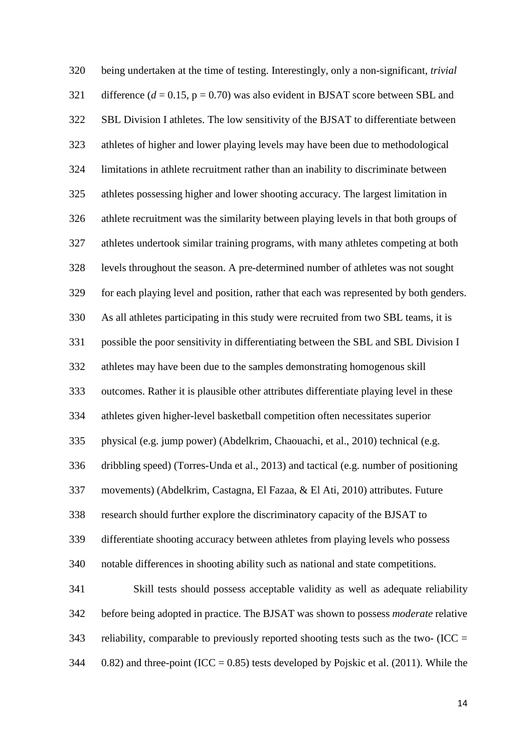being undertaken at the time of testing. Interestingly, only a non-significant, *trivial* difference ($d = 0.15$, $p = 0.70$) was also evident in BJSAT score between SBL and SBL Division I athletes. The low sensitivity of the BJSAT to differentiate between athletes of higher and lower playing levels may have been due to methodological limitations in athlete recruitment rather than an inability to discriminate between athletes possessing higher and lower shooting accuracy. The largest limitation in athlete recruitment was the similarity between playing levels in that both groups of athletes undertook similar training programs, with many athletes competing at both levels throughout the season. A pre-determined number of athletes was not sought for each playing level and position, rather that each was represented by both genders. As all athletes participating in this study were recruited from two SBL teams, it is possible the poor sensitivity in differentiating between the SBL and SBL Division I athletes may have been due to the samples demonstrating homogenous skill outcomes. Rather it is plausible other attributes differentiate playing level in these athletes given higher-level basketball competition often necessitates superior physical (e.g. jump power) (Abdelkrim, Chaouachi, et al., 2010) technical (e.g. dribbling speed) (Torres-Unda et al., 2013) and tactical (e.g. number of positioning movements) (Abdelkrim, Castagna, El Fazaa, & El Ati, 2010) attributes. Future research should further explore the discriminatory capacity of the BJSAT to differentiate shooting accuracy between athletes from playing levels who possess notable differences in shooting ability such as national and state competitions.

Skill tests should possess acceptable validity as well as adequate reliability before being adopted in practice. The BJSAT was shown to possess *moderate* relative reliability, comparable to previously reported shooting tests such as the two- (ICC = 0.82) and three-point (ICC = 0.85) tests developed by Pojskic et al. (2011). While the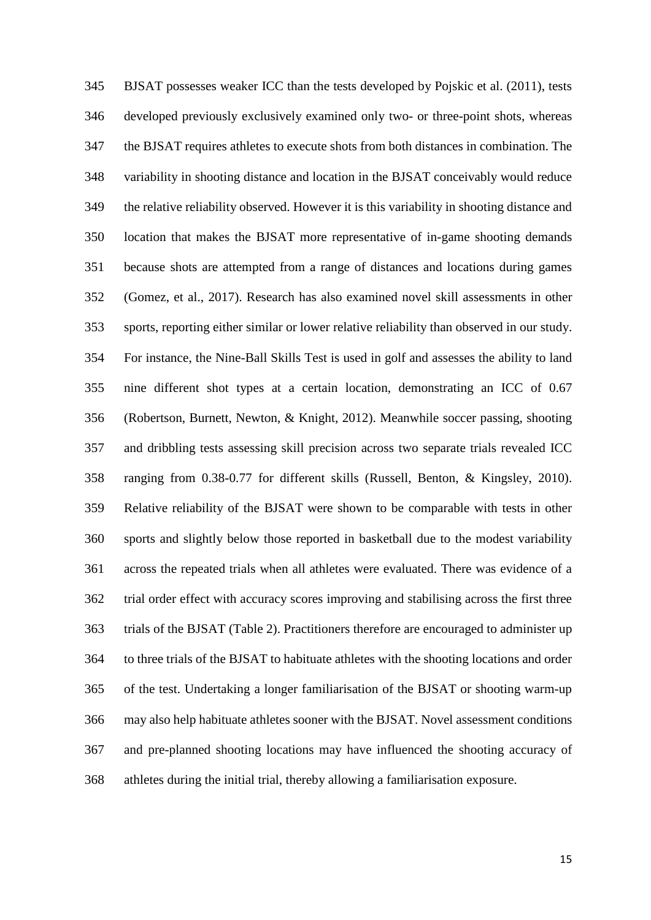BJSAT possesses weaker ICC than the tests developed by Pojskic et al. (2011), tests developed previously exclusively examined only two- or three-point shots, whereas the BJSAT requires athletes to execute shots from both distances in combination. The variability in shooting distance and location in the BJSAT conceivably would reduce the relative reliability observed. However it is this variability in shooting distance and location that makes the BJSAT more representative of in-game shooting demands because shots are attempted from a range of distances and locations during games (Gomez, et al., 2017). Research has also examined novel skill assessments in other sports, reporting either similar or lower relative reliability than observed in our study. For instance, the Nine-Ball Skills Test is used in golf and assesses the ability to land nine different shot types at a certain location, demonstrating an ICC of 0.67 (Robertson, Burnett, Newton, & Knight, 2012). Meanwhile soccer passing, shooting and dribbling tests assessing skill precision across two separate trials revealed ICC ranging from 0.38-0.77 for different skills (Russell, Benton, & Kingsley, 2010). Relative reliability of the BJSAT were shown to be comparable with tests in other sports and slightly below those reported in basketball due to the modest variability across the repeated trials when all athletes were evaluated. There was evidence of a trial order effect with accuracy scores improving and stabilising across the first three trials of the BJSAT (Table 2). Practitioners therefore are encouraged to administer up to three trials of the BJSAT to habituate athletes with the shooting locations and order of the test. Undertaking a longer familiarisation of the BJSAT or shooting warm-up may also help habituate athletes sooner with the BJSAT. Novel assessment conditions and pre-planned shooting locations may have influenced the shooting accuracy of athletes during the initial trial, thereby allowing a familiarisation exposure.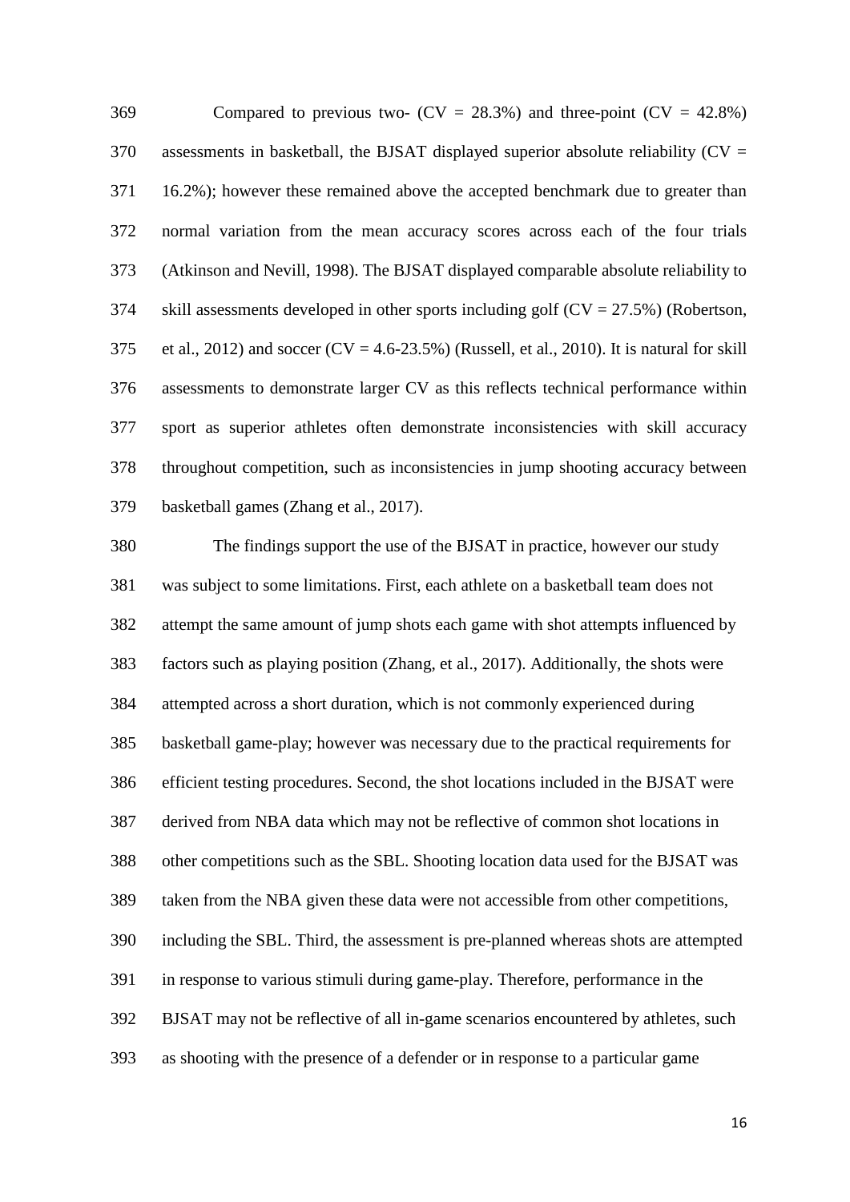Compared to previous two- (CV = 28.3%) and three-point (CV = 42.8%) assessments in basketball, the BJSAT displayed superior absolute reliability (CV = 16.2%); however these remained above the accepted benchmark due to greater than normal variation from the mean accuracy scores across each of the four trials (Atkinson and Nevill, 1998). The BJSAT displayed comparable absolute reliability to skill assessments developed in other sports including golf (CV = 27.5%) (Robertson, et al., 2012) and soccer (CV = 4.6-23.5%) (Russell, et al., 2010). It is natural for skill assessments to demonstrate larger CV as this reflects technical performance within sport as superior athletes often demonstrate inconsistencies with skill accuracy throughout competition, such as inconsistencies in jump shooting accuracy between basketball games (Zhang et al., 2017).

The findings support the use of the BJSAT in practice, however our study was subject to some limitations. First, each athlete on a basketball team does not attempt the same amount of jump shots each game with shot attempts influenced by factors such as playing position (Zhang, et al., 2017). Additionally, the shots were attempted across a short duration, which is not commonly experienced during basketball game-play; however was necessary due to the practical requirements for efficient testing procedures. Second, the shot locations included in the BJSAT were derived from NBA data which may not be reflective of common shot locations in other competitions such as the SBL. Shooting location data used for the BJSAT was taken from the NBA given these data were not accessible from other competitions, including the SBL. Third, the assessment is pre-planned whereas shots are attempted in response to various stimuli during game-play. Therefore, performance in the BJSAT may not be reflective of all in-game scenarios encountered by athletes, such as shooting with the presence of a defender or in response to a particular game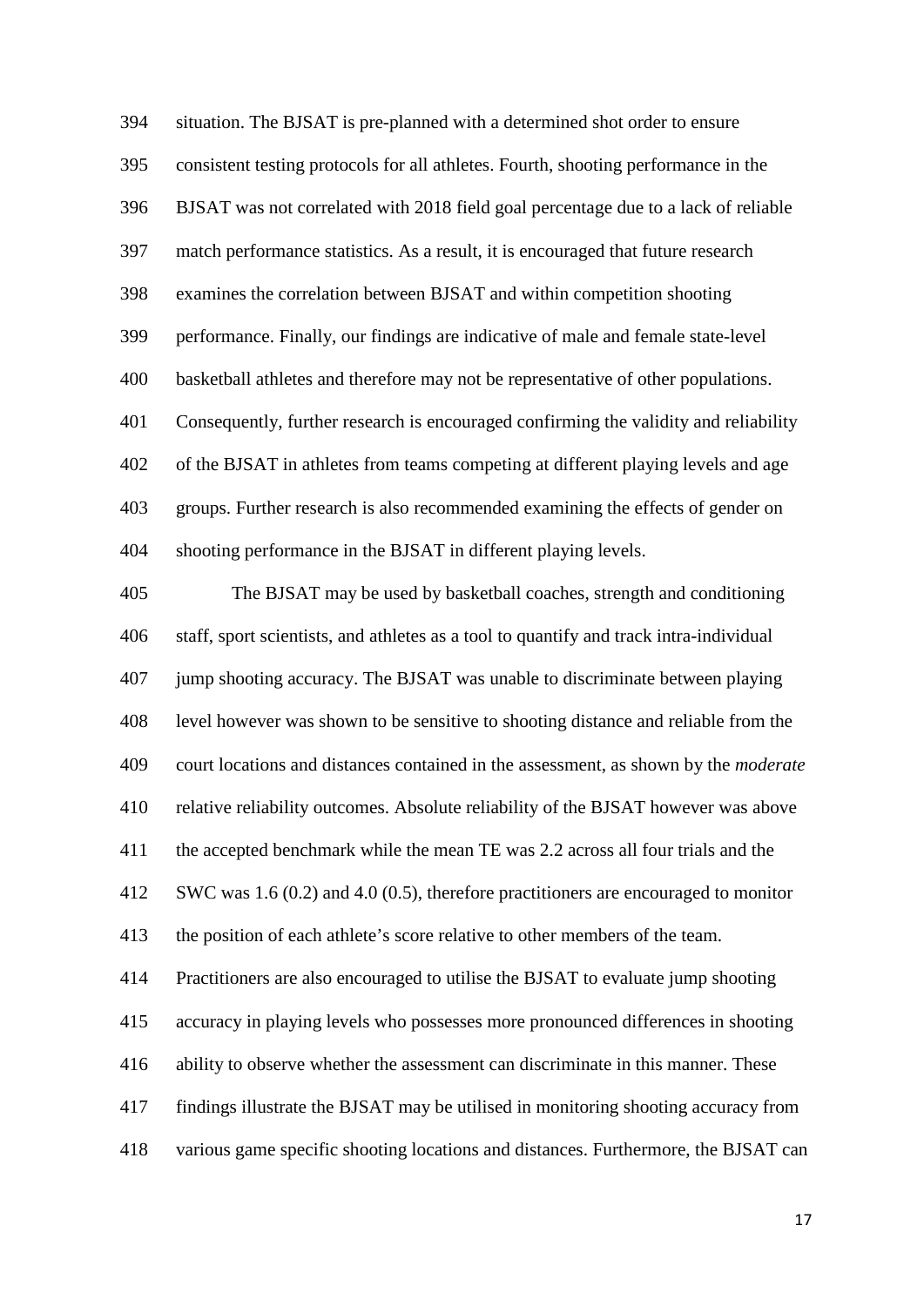situation. The BJSAT is pre-planned with a determined shot order to ensure consistent testing protocols for all athletes. Fourth, shooting performance in the BJSAT was not correlated with 2018 field goal percentage due to a lack of reliable match performance statistics. As a result, it is encouraged that future research examines the correlation between BJSAT and within competition shooting performance. Finally, our findings are indicative of male and female state-level basketball athletes and therefore may not be representative of other populations. Consequently, further research is encouraged confirming the validity and reliability of the BJSAT in athletes from teams competing at different playing levels and age groups. Further research is also recommended examining the effects of gender on shooting performance in the BJSAT in different playing levels.

The BJSAT may be used by basketball coaches, strength and conditioning staff, sport scientists, and athletes as a tool to quantify and track intra-individual jump shooting accuracy. The BJSAT was unable to discriminate between playing level however was shown to be sensitive to shooting distance and reliable from the court locations and distances contained in the assessment, as shown by the *moderate* relative reliability outcomes. Absolute reliability of the BJSAT however was above the accepted benchmark while the mean TE was 2.2 across all four trials and the SWC was 1.6 (0.2) and 4.0 (0.5), therefore practitioners are encouraged to monitor the position of each athlete's score relative to other members of the team. Practitioners are also encouraged to utilise the BJSAT to evaluate jump shooting accuracy in playing levels who possesses more pronounced differences in shooting ability to observe whether the assessment can discriminate in this manner. These findings illustrate the BJSAT may be utilised in monitoring shooting accuracy from various game specific shooting locations and distances. Furthermore, the BJSAT can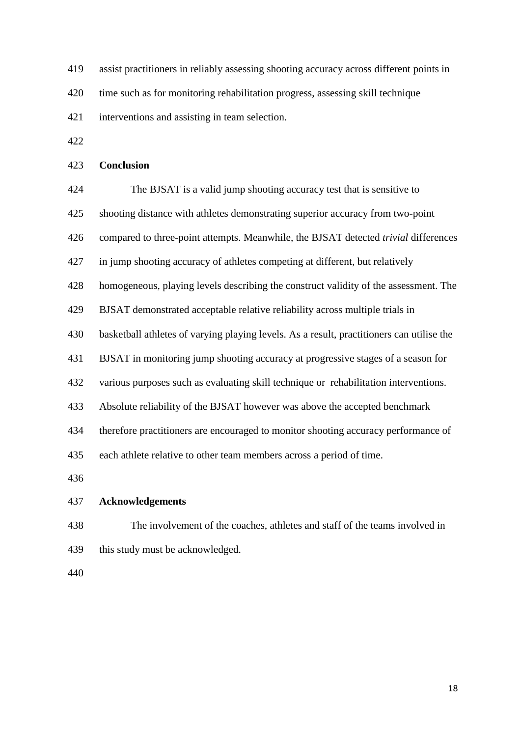assist practitioners in reliably assessing shooting accuracy across different points in time such as for monitoring rehabilitation progress, assessing skill technique interventions and assisting in team selection.

## Conclusion

The BJSAT is a valid jump shooting accuracy test that is sensitive to shooting distance with athletes demonstrating superior accuracy from two-point compared to three-point attempts. Meanwhile, the BJSAT detected *trivial* differences in jump shooting accuracy of athletes competing at different, but relatively homogeneous, playing levels describing the construct validity of the assessment. The BJSAT demonstrated acceptable relative reliability across multiple trials in basketball athletes of varying playing levels. As a result, practitioners can utilise the BJSAT in monitoring jump shooting accuracy at progressive stages of a season for various purposes such as evaluating skill technique or rehabilitation interventions. Absolute reliability of the BJSAT however was above the accepted benchmark therefore practitioners are encouraged to monitor shooting accuracy performance of each athlete relative to other team members across a period of time.

## Acknowledgements

The involvement of the coaches, athletes and staff of the teams involved in this study must be acknowledged.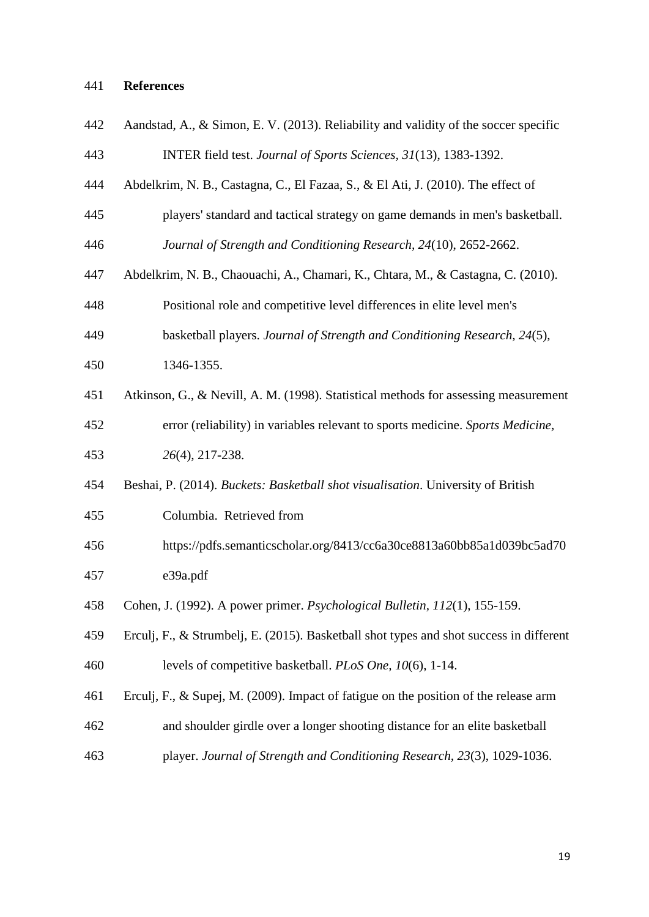# References

Aandstad, A., & Simon, E. V. (2013). Reliability and validity of the soccer specific INTER field test. *Journal of Sports Sciences, 31*(13), 1383-1392.

Abdelkrim, N. B., Castagna, C., El Fazaa, S., & El Ati, J. (2010). The effect of players' standard and tactical strategy on game demands in men's basketball. *Journal of Strength and Conditioning Research, 24*(10), 2652-2662.

Abdelkrim, N. B., Chaouachi, A., Chamari, K., Chtara, M., & Castagna, C. (2010). Positional role and competitive level differences in elite level men's basketball players. *Journal of Strength and Conditioning Research, 24*(5), 1346-1355.

Atkinson, G., & Nevill, A. M. (1998). Statistical methods for assessing measurement error (reliability) in variables relevant to sports medicine. *Sports Medicine, 26*(4), 217-238.

Beshai, P. (2014). *Buckets: Basketball shot visualisation*. University of British Columbia. Retrieved from https://pdfs.semanticscholar.org/8413/cc6a30ce8813a60bb85a1d039bc5ad70e39a.pdf

Cohen, J. (1992). A power primer. *Psychological Bulletin, 112*(1), 155-159.

Erculj, F., & Strumbelj, E. (2015). Basketball shot types and shot success in different levels of competitive basketball. *PLoS One, 10*(6), 1-14.

Erculj, F., & Supej, M. (2009). Impact of fatigue on the position of the release arm and shoulder girdle over a longer shooting distance for an elite basketball player. *Journal of Strength and Conditioning Research, 23*(3), 1029-1036.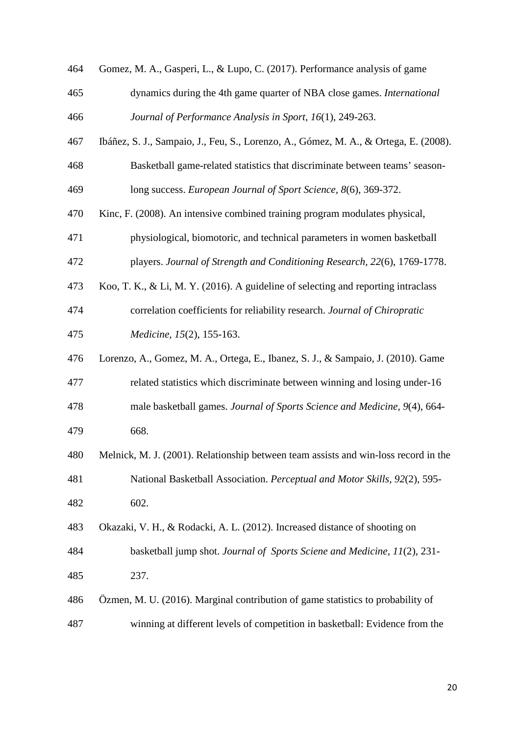Gomez, M. A., Gasperi, L., & Lupo, C. (2017). Performance analysis of game dynamics during the 4th game quarter of NBA close games. *International Journal of Performance Analysis in Sport, 16*(1), 249-263.

Ibáñez, S. J., Sampaio, J., Feu, S., Lorenzo, A., Gómez, M. A., & Ortega, E. (2008). Basketball game-related statistics that discriminate between teams' season-long success. *European Journal of Sport Science, 8*(6), 369-372.

Kinc, F. (2008). An intensive combined training program modulates physical, physiological, biomotoric, and technical parameters in women basketball players. *Journal of Strength and Conditioning Research, 22*(6), 1769-1778.

Koo, T. K., & Li, M. Y. (2016). A guideline of selecting and reporting intraclass correlation coefficients for reliability research. *Journal of Chiropratic Medicine, 15*(2), 155-163.

Lorenzo, A., Gomez, M. A., Ortega, E., Ibanez, S. J., & Sampaio, J. (2010). Game related statistics which discriminate between winning and losing under-16 male basketball games. *Journal of Sports Science and Medicine, 9*(4), 664-668.

Melnick, M. J. (2001). Relationship between team assists and win-loss record in the National Basketball Association. *Perceptual and Motor Skills, 92*(2), 595-602.

Okazaki, V. H., & Rodacki, A. L. (2012). Increased distance of shooting on basketball jump shot. *Journal of Sports Sciene and Medicine, 11*(2), 231-237.

Özmen, M. U. (2016). Marginal contribution of game statistics to probability of winning at different levels of competition in basketball: Evidence from the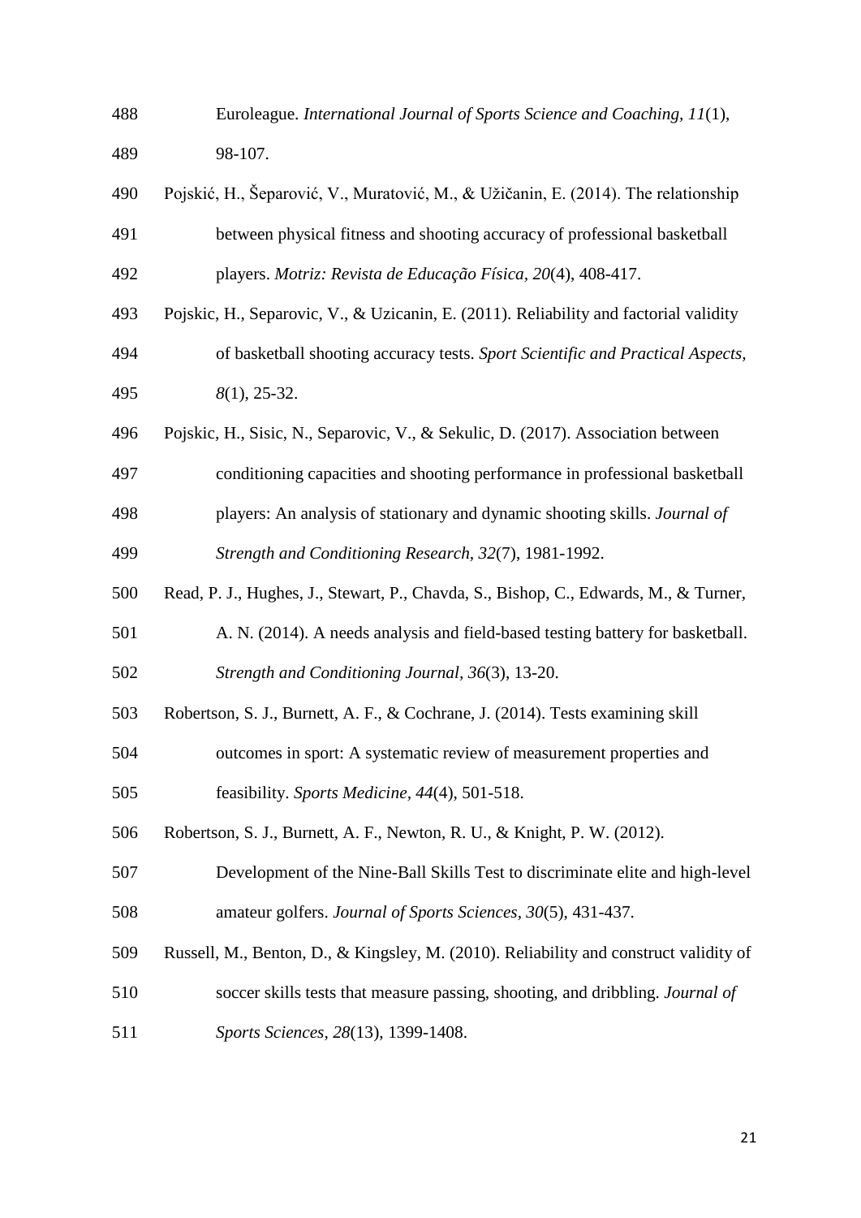Euroleague. *International Journal of Sports Science and Coaching, 11*(1), 98-107.

Pojskić, H., Šeparović, V., Muratović, M., & Užičanin, E. (2014). The relationship between physical fitness and shooting accuracy of professional basketball players. *Motriz: Revista de Educação Física, 20*(4), 408-417.

Pojskic, H., Separovic, V., & Uzicanin, E. (2011). Reliability and factorial validity of basketball shooting accuracy tests. *Sport Scientific and Practical Aspects, 8*(1), 25-32.

Pojskic, H., Sisic, N., Separovic, V., & Sekulic, D. (2017). Association between conditioning capacities and shooting performance in professional basketball players: An analysis of stationary and dynamic shooting skills. *Journal of Strength and Conditioning Research, 32*(7), 1981-1992.

Read, P. J., Hughes, J., Stewart, P., Chavda, S., Bishop, C., Edwards, M., & Turner, A. N. (2014). A needs analysis and field-based testing battery for basketball. *Strength and Conditioning Journal, 36*(3), 13-20.

Robertson, S. J., Burnett, A. F., & Cochrane, J. (2014). Tests examining skill outcomes in sport: A systematic review of measurement properties and feasibility. *Sports Medicine, 44*(4), 501-518.

Robertson, S. J., Burnett, A. F., Newton, R. U., & Knight, P. W. (2012). Development of the Nine-Ball Skills Test to discriminate elite and high-level amateur golfers. *Journal of Sports Sciences, 30*(5), 431-437.

Russell, M., Benton, D., & Kingsley, M. (2010). Reliability and construct validity of soccer skills tests that measure passing, shooting, and dribbling. *Journal of Sports Sciences, 28*(13), 1399-1408.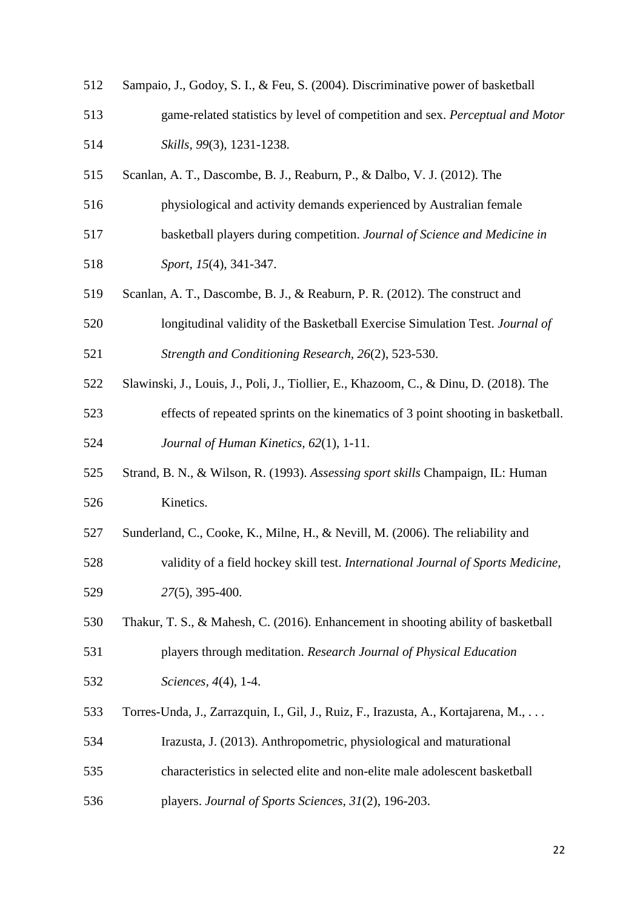Sampaio, J., Godoy, S. I., & Feu, S. (2004). Discriminative power of basketball game-related statistics by level of competition and sex. *Perceptual and Motor Skills*, *99*(3), 1231-1238.

Scanlan, A. T., Dascombe, B. J., Reaburn, P., & Dalbo, V. J. (2012). The physiological and activity demands experienced by Australian female basketball players during competition. *Journal of Science and Medicine in Sport, 15*(4), 341-347.

Scanlan, A. T., Dascombe, B. J., & Reaburn, P. R. (2012). The construct and longitudinal validity of the Basketball Exercise Simulation Test. *Journal of Strength and Conditioning Research, 26*(2), 523-530.

Slawinski, J., Louis, J., Poli, J., Tiollier, E., Khazoom, C., & Dinu, D. (2018). The effects of repeated sprints on the kinematics of 3 point shooting in basketball. *Journal of Human Kinetics*, *62*(1), 1-11.

Strand, B. N., & Wilson, R. (1993). *Assessing sport skills* Champaign, IL: Human Kinetics.

Sunderland, C., Cooke, K., Milne, H., & Nevill, M. (2006). The reliability and validity of a field hockey skill test. *International Journal of Sports Medicine, 27*(5), 395-400.

Thakur, T. S., & Mahesh, C. (2016). Enhancement in shooting ability of basketball players through meditation. *Research Journal of Physical Education Sciences*, *4*(4), 1-4.

Torres-Unda, J., Zarrazquin, I., Gil, J., Ruiz, F., Irazusta, A., Kortajarena, M., . . . Irazusta, J. (2013). Anthropometric, physiological and maturational characteristics in selected elite and non-elite male adolescent basketball players. *Journal of Sports Sciences, 31*(2), 196-203.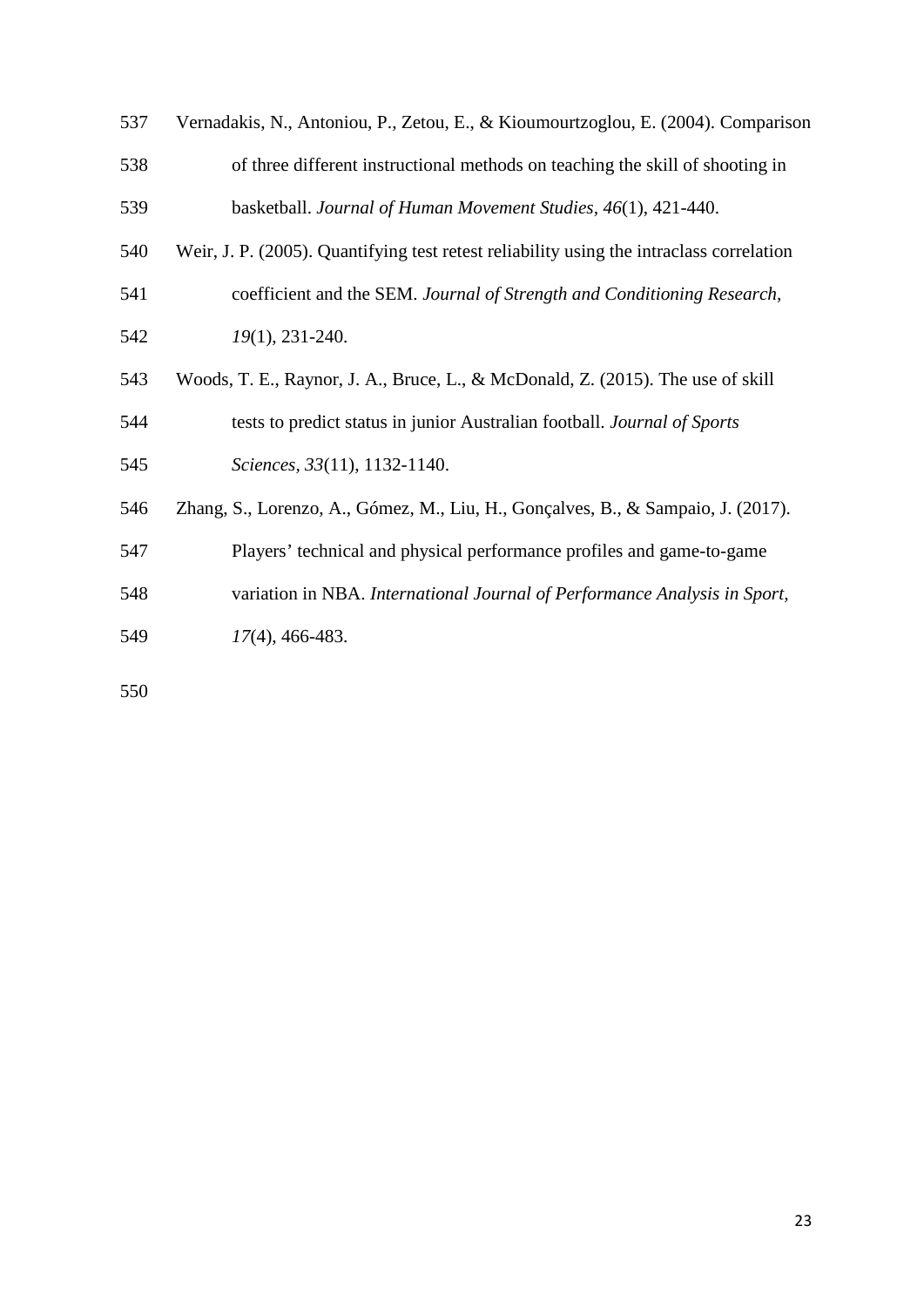Vernadakis, N., Antoniou, P., Zetou, E., & Kioumourtzoglou, E. (2004). Comparison of three different instructional methods on teaching the skill of shooting in basketball. *Journal of Human Movement Studies, 46*(1), 421-440.

Weir, J. P. (2005). Quantifying test retest reliability using the intraclass correlation coefficient and the SEM. *Journal of Strength and Conditioning Research, 19*(1), 231-240.

Woods, T. E., Raynor, J. A., Bruce, L., & McDonald, Z. (2015). The use of skill tests to predict status in junior Australian football. *Journal of Sports Sciences, 33*(11), 1132-1140.

Zhang, S., Lorenzo, A., Gómez, M., Liu, H., Gonçalves, B., & Sampaio, J. (2017). Players' technical and physical performance profiles and game-to-game variation in NBA. *International Journal of Performance Analysis in Sport, 17*(4), 466-483.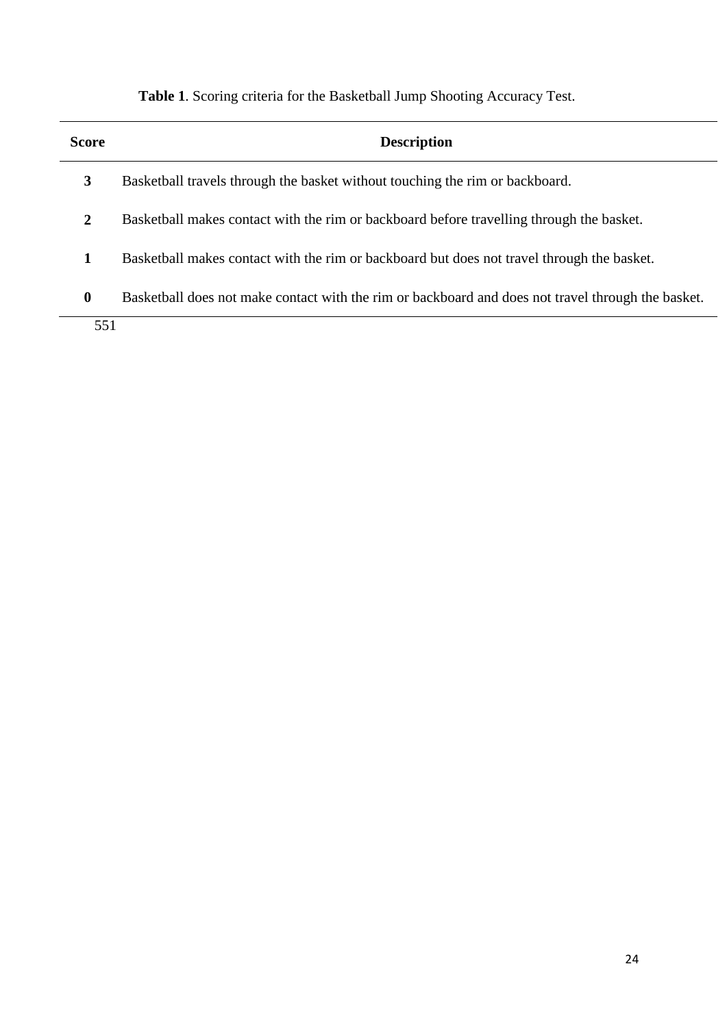**Table 1**. Scoring criteria for the Basketball Jump Shooting Accuracy Test.

| Score | Description |
| --- | --- |
| **3** | Basketball travels through the basket without touching the rim or backboard. |
| **2** | Basketball makes contact with the rim or backboard before travelling through the basket. |
| **1** | Basketball makes contact with the rim or backboard but does not travel through the basket. |
| **0** | Basketball does not make contact with the rim or backboard and does not travel through the basket. |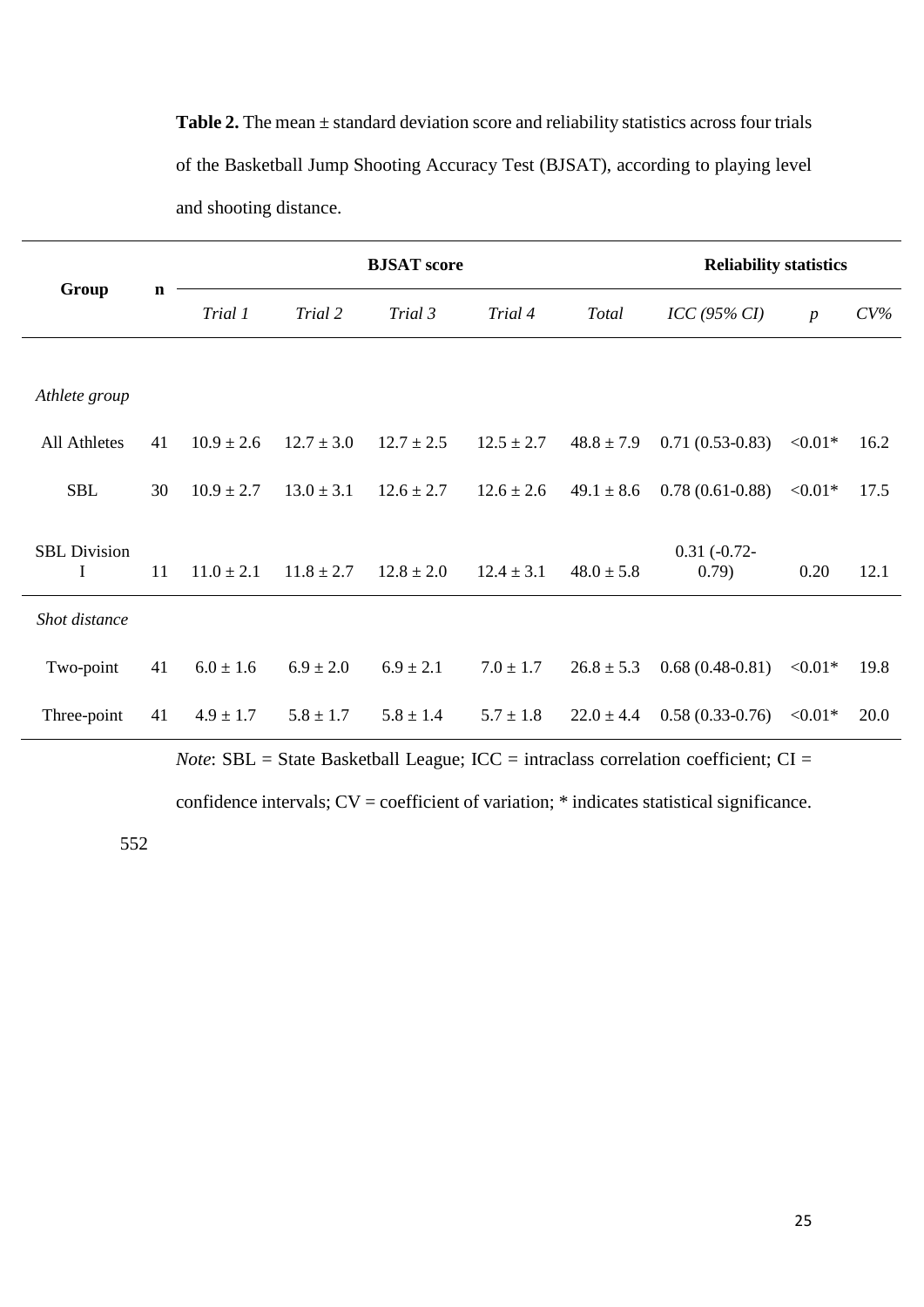**Table 2.** The mean ± standard deviation score and reliability statistics across four trials of the Basketball Jump Shooting Accuracy Test (BJSAT), according to playing level and shooting distance.

| Group | n | BJSAT score | | | | | Reliability statistics | | |
|---|---|---|---|---|---|---|---|---|---|
| | | *Trial 1* | *Trial 2* | *Trial 3* | *Trial 4* | *Total* | *ICC (95% CI)* | *p* | *CV%* |
| *Athlete group* | | | | | | | | | |
| All Athletes | 41 | 10.9 ± 2.6 | 12.7 ± 3.0 | 12.7 ± 2.5 | 12.5 ± 2.7 | 48.8 ± 7.9 | 0.71 (0.53-0.83) | <0.01* | 16.2 |
| SBL | 30 | 10.9 ± 2.7 | 13.0 ± 3.1 | 12.6 ± 2.7 | 12.6 ± 2.6 | 49.1 ± 8.6 | 0.78 (0.61-0.88) | <0.01* | 17.5 |
| SBL Division I | 11 | 11.0 ± 2.1 | 11.8 ± 2.7 | 12.8 ± 2.0 | 12.4 ± 3.1 | 48.0 ± 5.8 | 0.31 (-0.72-0.79) | 0.20 | 12.1 |
| *Shot distance* | | | | | | | | | |
| Two-point | 41 | 6.0 ± 1.6 | 6.9 ± 2.0 | 6.9 ± 2.1 | 7.0 ± 1.7 | 26.8 ± 5.3 | 0.68 (0.48-0.81) | <0.01* | 19.8 |
| Three-point | 41 | 4.9 ± 1.7 | 5.8 ± 1.7 | 5.8 ± 1.4 | 5.7 ± 1.8 | 22.0 ± 4.4 | 0.58 (0.33-0.76) | <0.01* | 20.0 |

*Note*: SBL = State Basketball League; ICC = intraclass correlation coefficient; CI = confidence intervals; CV = coefficient of variation; * indicates statistical significance.

552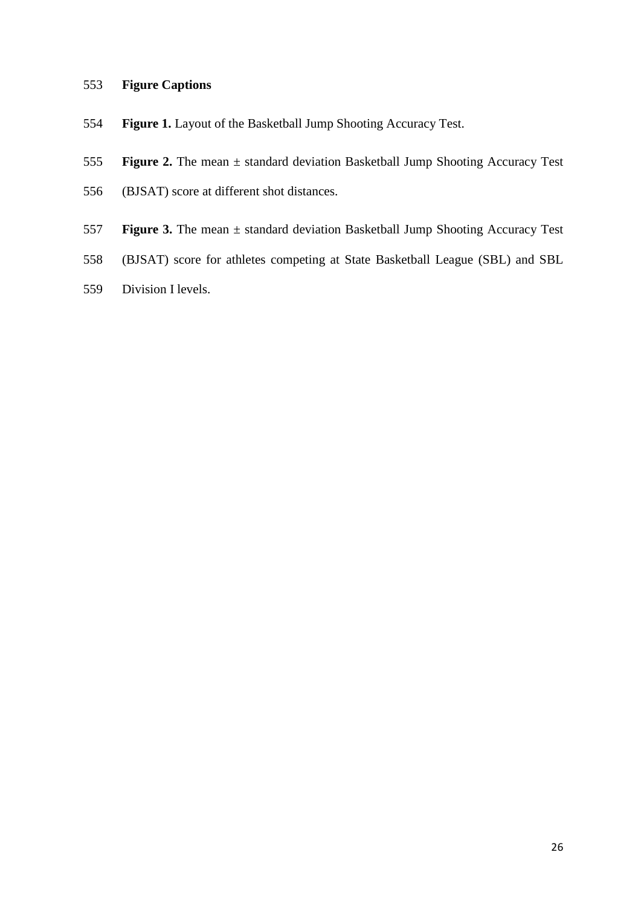## Figure Captions

**Figure 1.** Layout of the Basketball Jump Shooting Accuracy Test.

**Figure 2.** The mean ± standard deviation Basketball Jump Shooting Accuracy Test (BJSAT) score at different shot distances.

**Figure 3.** The mean ± standard deviation Basketball Jump Shooting Accuracy Test (BJSAT) score for athletes competing at State Basketball League (SBL) and SBL Division I levels.